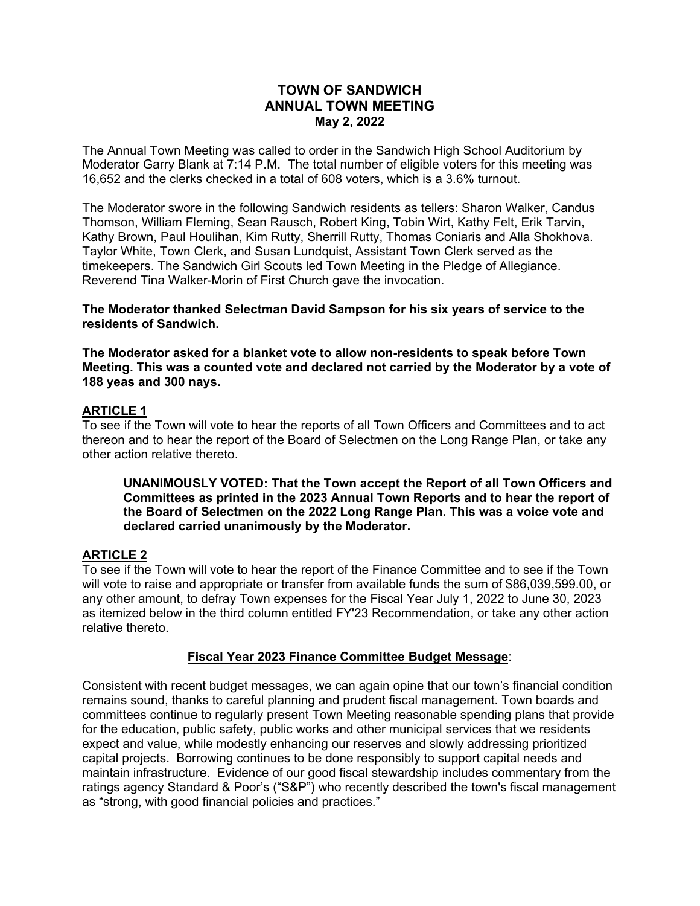# TOWN OF SANDWICH
## ANNUAL TOWN MEETING
### May 2, 2022

The Annual Town Meeting was called to order in the Sandwich High School Auditorium by Moderator Garry Blank at 7:14 P.M. The total number of eligible voters for this meeting was 16,652 and the clerks checked in a total of 608 voters, which is a 3.6% turnout.

The Moderator swore in the following Sandwich residents as tellers: Sharon Walker, Candus Thomson, William Fleming, Sean Rausch, Robert King, Tobin Wirt, Kathy Felt, Erik Tarvin, Kathy Brown, Paul Houlihan, Kim Rutty, Sherrill Rutty, Thomas Coniaris and Alla Shokhova. Taylor White, Town Clerk, and Susan Lundquist, Assistant Town Clerk served as the timekeepers. The Sandwich Girl Scouts led Town Meeting in the Pledge of Allegiance. Reverend Tina Walker-Morin of First Church gave the invocation.

**The Moderator thanked Selectman David Sampson for his six years of service to the residents of Sandwich.**

**The Moderator asked for a blanket vote to allow non-residents to speak before Town Meeting. This was a counted vote and declared not carried by the Moderator by a vote of 188 yeas and 300 nays.**

## ARTICLE 1

To see if the Town will vote to hear the reports of all Town Officers and Committees and to act thereon and to hear the report of the Board of Selectmen on the Long Range Plan, or take any other action relative thereto.

> **UNANIMOUSLY VOTED: That the Town accept the Report of all Town Officers and Committees as printed in the 2023 Annual Town Reports and to hear the report of the Board of Selectmen on the 2022 Long Range Plan. This was a voice vote and declared carried unanimously by the Moderator.**

## ARTICLE 2

To see if the Town will vote to hear the report of the Finance Committee and to see if the Town will vote to raise and appropriate or transfer from available funds the sum of $86,039,599.00, or any other amount, to defray Town expenses for the Fiscal Year July 1, 2022 to June 30, 2023 as itemized below in the third column entitled FY'23 Recommendation, or take any other action relative thereto.

### Fiscal Year 2023 Finance Committee Budget Message:

Consistent with recent budget messages, we can again opine that our town's financial condition remains sound, thanks to careful planning and prudent fiscal management. Town boards and committees continue to regularly present Town Meeting reasonable spending plans that provide for the education, public safety, public works and other municipal services that we residents expect and value, while modestly enhancing our reserves and slowly addressing prioritized capital projects. Borrowing continues to be done responsibly to support capital needs and maintain infrastructure. Evidence of our good fiscal stewardship includes commentary from the ratings agency Standard & Poor's ("S&P") who recently described the town's fiscal management as "strong, with good financial policies and practices."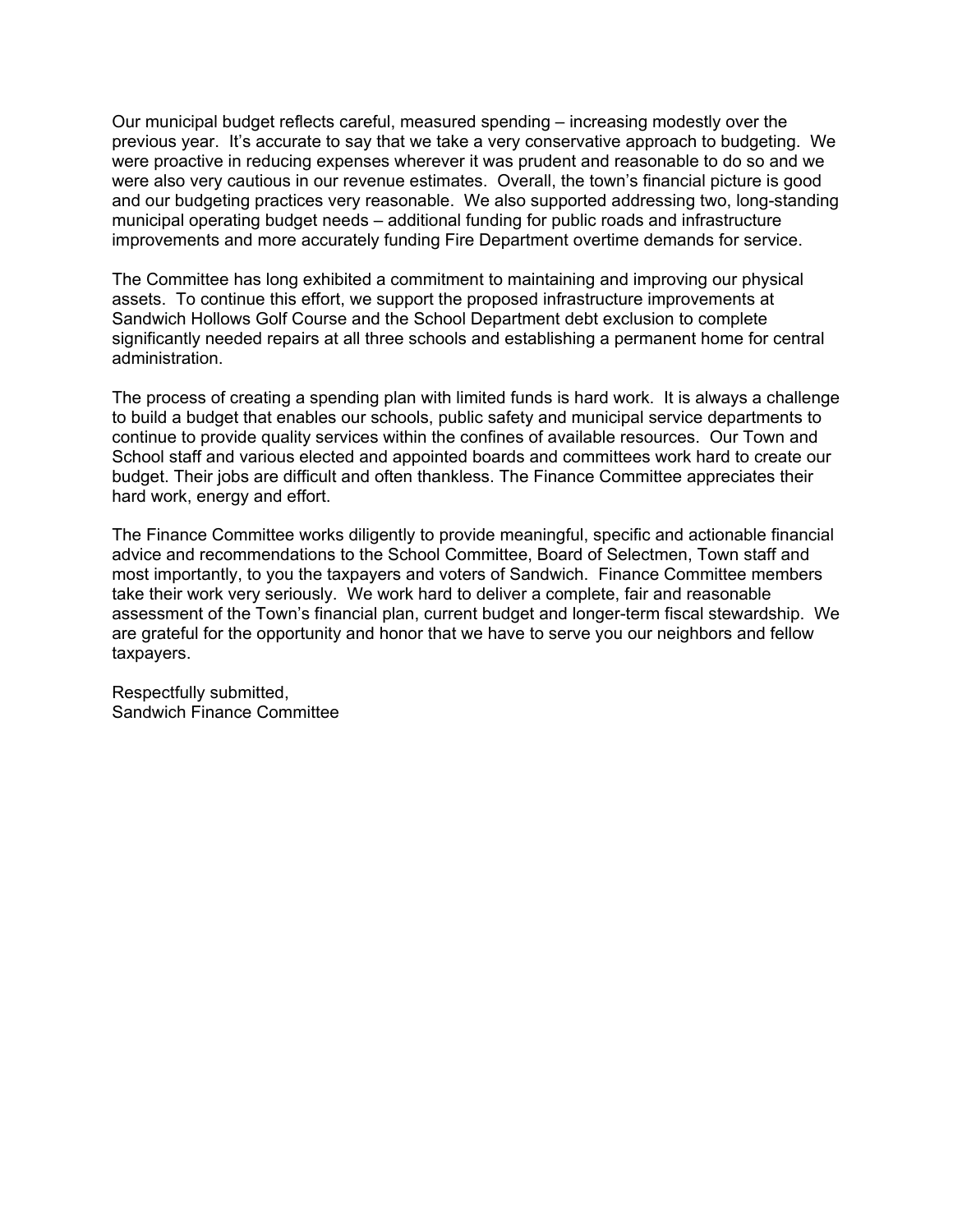Our municipal budget reflects careful, measured spending – increasing modestly over the previous year. It's accurate to say that we take a very conservative approach to budgeting. We were proactive in reducing expenses wherever it was prudent and reasonable to do so and we were also very cautious in our revenue estimates. Overall, the town's financial picture is good and our budgeting practices very reasonable. We also supported addressing two, long-standing municipal operating budget needs – additional funding for public roads and infrastructure improvements and more accurately funding Fire Department overtime demands for service.

The Committee has long exhibited a commitment to maintaining and improving our physical assets. To continue this effort, we support the proposed infrastructure improvements at Sandwich Hollows Golf Course and the School Department debt exclusion to complete significantly needed repairs at all three schools and establishing a permanent home for central administration.

The process of creating a spending plan with limited funds is hard work. It is always a challenge to build a budget that enables our schools, public safety and municipal service departments to continue to provide quality services within the confines of available resources. Our Town and School staff and various elected and appointed boards and committees work hard to create our budget. Their jobs are difficult and often thankless. The Finance Committee appreciates their hard work, energy and effort.

The Finance Committee works diligently to provide meaningful, specific and actionable financial advice and recommendations to the School Committee, Board of Selectmen, Town staff and most importantly, to you the taxpayers and voters of Sandwich. Finance Committee members take their work very seriously. We work hard to deliver a complete, fair and reasonable assessment of the Town's financial plan, current budget and longer-term fiscal stewardship. We are grateful for the opportunity and honor that we have to serve you our neighbors and fellow taxpayers.

Respectfully submitted,
Sandwich Finance Committee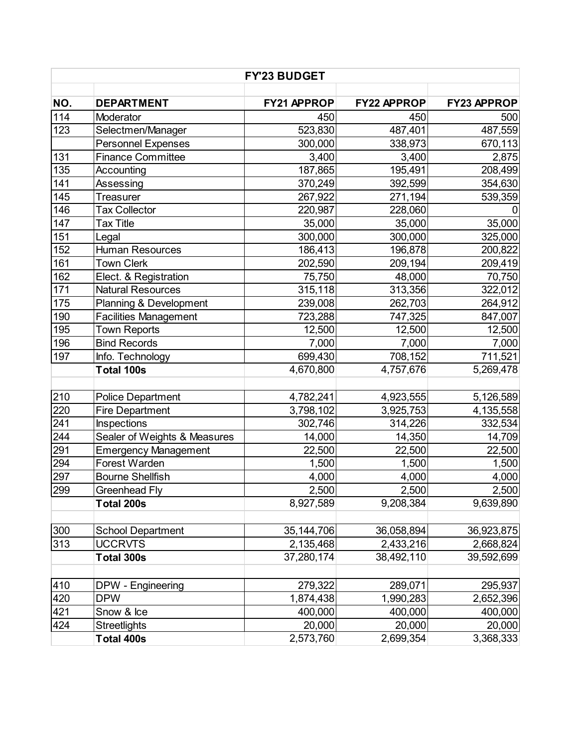| FY'23 BUDGET | | | | |
|---|---|---|---|---|
| **NO.** | **DEPARTMENT** | **FY21 APPROP** | **FY22 APPROP** | **FY23 APPROP** |
| 114 | Moderator | 450 | 450 | 500 |
| 123 | Selectmen/Manager | 523,830 | 487,401 | 487,559 |
| | Personnel Expenses | 300,000 | 338,973 | 670,113 |
| 131 | Finance Committee | 3,400 | 3,400 | 2,875 |
| 135 | Accounting | 187,865 | 195,491 | 208,499 |
| 141 | Assessing | 370,249 | 392,599 | 354,630 |
| 145 | Treasurer | 267,922 | 271,194 | 539,359 |
| 146 | Tax Collector | 220,987 | 228,060 | 0 |
| 147 | Tax Title | 35,000 | 35,000 | 35,000 |
| 151 | Legal | 300,000 | 300,000 | 325,000 |
| 152 | Human Resources | 186,413 | 196,878 | 200,822 |
| 161 | Town Clerk | 202,590 | 209,194 | 209,419 |
| 162 | Elect. & Registration | 75,750 | 48,000 | 70,750 |
| 171 | Natural Resources | 315,118 | 313,356 | 322,012 |
| 175 | Planning & Development | 239,008 | 262,703 | 264,912 |
| 190 | Facilities Management | 723,288 | 747,325 | 847,007 |
| 195 | Town Reports | 12,500 | 12,500 | 12,500 |
| 196 | Bind Records | 7,000 | 7,000 | 7,000 |
| 197 | Info. Technology | 699,430 | 708,152 | 711,521 |
| | **Total 100s** | 4,670,800 | 4,757,676 | 5,269,478 |
| | | | | |
| 210 | Police Department | 4,782,241 | 4,923,555 | 5,126,589 |
| 220 | Fire Department | 3,798,102 | 3,925,753 | 4,135,558 |
| 241 | Inspections | 302,746 | 314,226 | 332,534 |
| 244 | Sealer of Weights & Measures | 14,000 | 14,350 | 14,709 |
| 291 | Emergency Management | 22,500 | 22,500 | 22,500 |
| 294 | Forest Warden | 1,500 | 1,500 | 1,500 |
| 297 | Bourne Shellfish | 4,000 | 4,000 | 4,000 |
| 299 | Greenhead Fly | 2,500 | 2,500 | 2,500 |
| | **Total 200s** | 8,927,589 | 9,208,384 | 9,639,890 |
| | | | | |
| 300 | School Department | 35,144,706 | 36,058,894 | 36,923,875 |
| 313 | UCCRVTS | 2,135,468 | 2,433,216 | 2,668,824 |
| | **Total 300s** | 37,280,174 | 38,492,110 | 39,592,699 |
| | | | | |
| 410 | DPW - Engineering | 279,322 | 289,071 | 295,937 |
| 420 | DPW | 1,874,438 | 1,990,283 | 2,652,396 |
| 421 | Snow & Ice | 400,000 | 400,000 | 400,000 |
| 424 | Streetlights | 20,000 | 20,000 | 20,000 |
| | **Total 400s** | 2,573,760 | 2,699,354 | 3,368,333 |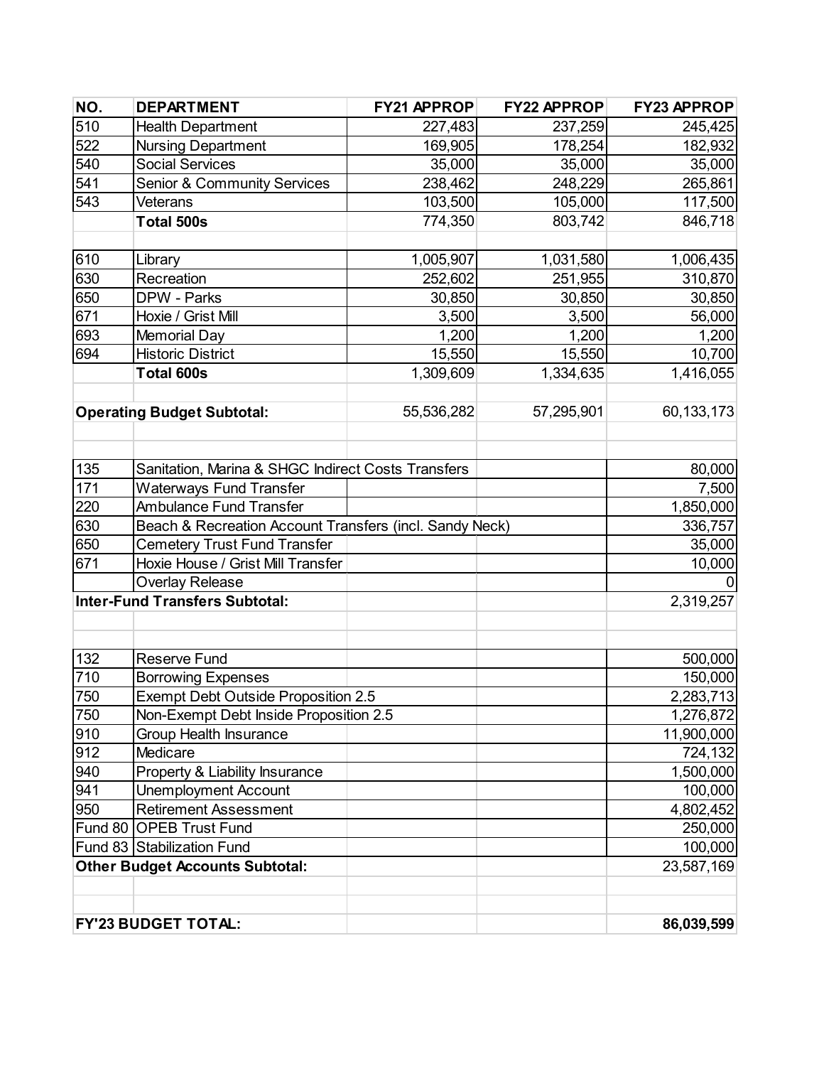| NO. | DEPARTMENT | FY21 APPROP | FY22 APPROP | FY23 APPROP |
|---|---|---|---|---|
| 510 | Health Department | 227,483 | 237,259 | 245,425 |
| 522 | Nursing Department | 169,905 | 178,254 | 182,932 |
| 540 | Social Services | 35,000 | 35,000 | 35,000 |
| 541 | Senior & Community Services | 238,462 | 248,229 | 265,861 |
| 543 | Veterans | 103,500 | 105,000 | 117,500 |
| | **Total 500s** | 774,350 | 803,742 | 846,718 |
| | | | | |
| 610 | Library | 1,005,907 | 1,031,580 | 1,006,435 |
| 630 | Recreation | 252,602 | 251,955 | 310,870 |
| 650 | DPW - Parks | 30,850 | 30,850 | 30,850 |
| 671 | Hoxie / Grist Mill | 3,500 | 3,500 | 56,000 |
| 693 | Memorial Day | 1,200 | 1,200 | 1,200 |
| 694 | Historic District | 15,550 | 15,550 | 10,700 |
| | **Total 600s** | 1,309,609 | 1,334,635 | 1,416,055 |
| | | | | |
| **Operating Budget Subtotal:** | | 55,536,282 | 57,295,901 | 60,133,173 |
| | | | | |
| 135 | Sanitation, Marina & SHGC Indirect Costs Transfers | | | 80,000 |
| 171 | Waterways Fund Transfer | | | 7,500 |
| 220 | Ambulance Fund Transfer | | | 1,850,000 |
| 630 | Beach & Recreation Account Transfers (incl. Sandy Neck) | | | 336,757 |
| 650 | Cemetery Trust Fund Transfer | | | 35,000 |
| 671 | Hoxie House / Grist Mill Transfer | | | 10,000 |
| | Overlay Release | | | 0 |
| **Inter-Fund Transfers Subtotal:** | | | | 2,319,257 |
| | | | | |
| 132 | Reserve Fund | | | 500,000 |
| 710 | Borrowing Expenses | | | 150,000 |
| 750 | Exempt Debt Outside Proposition 2.5 | | | 2,283,713 |
| 750 | Non-Exempt Debt Inside Proposition 2.5 | | | 1,276,872 |
| 910 | Group Health Insurance | | | 11,900,000 |
| 912 | Medicare | | | 724,132 |
| 940 | Property & Liability Insurance | | | 1,500,000 |
| 941 | Unemployment Account | | | 100,000 |
| 950 | Retirement Assessment | | | 4,802,452 |
| Fund 80 | OPEB Trust Fund | | | 250,000 |
| Fund 83 | Stabilization Fund | | | 100,000 |
| **Other Budget Accounts Subtotal:** | | | | 23,587,169 |
| | | | | |
| **FY'23 BUDGET TOTAL:** | | | | **86,039,599** |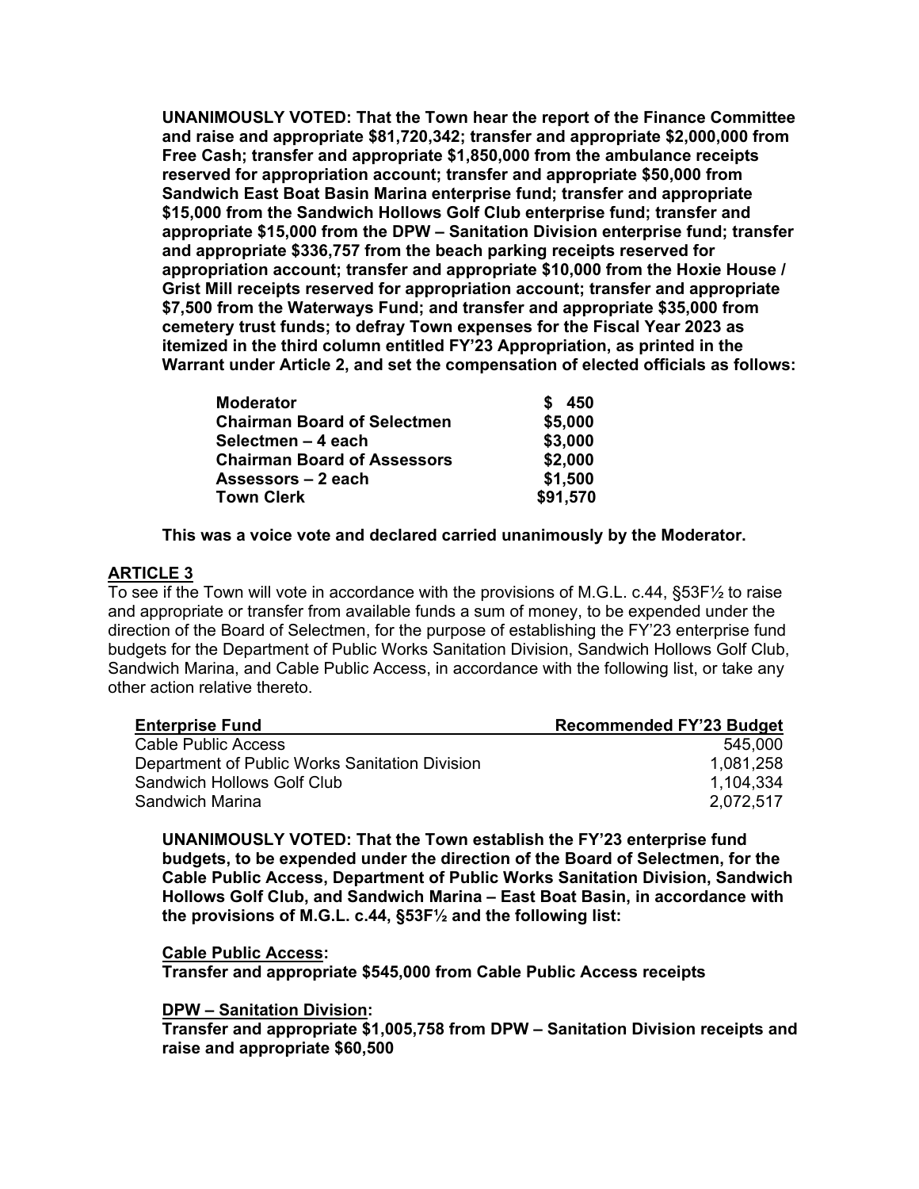**UNANIMOUSLY VOTED: That the Town hear the report of the Finance Committee and raise and appropriate $81,720,342; transfer and appropriate $2,000,000 from Free Cash; transfer and appropriate $1,850,000 from the ambulance receipts reserved for appropriation account; transfer and appropriate $50,000 from Sandwich East Boat Basin Marina enterprise fund; transfer and appropriate $15,000 from the Sandwich Hollows Golf Club enterprise fund; transfer and appropriate $15,000 from the DPW – Sanitation Division enterprise fund; transfer and appropriate $336,757 from the beach parking receipts reserved for appropriation account; transfer and appropriate $10,000 from the Hoxie House / Grist Mill receipts reserved for appropriation account; transfer and appropriate $7,500 from the Waterways Fund; and transfer and appropriate $35,000 from cemetery trust funds; to defray Town expenses for the Fiscal Year 2023 as itemized in the third column entitled FY'23 Appropriation, as printed in the Warrant under Article 2, and set the compensation of elected officials as follows:**

| | |
|---|---|
| **Moderator** | **$ 450** |
| **Chairman Board of Selectmen** | **$5,000** |
| **Selectmen – 4 each** | **$3,000** |
| **Chairman Board of Assessors** | **$2,000** |
| **Assessors – 2 each** | **$1,500** |
| **Town Clerk** | **$91,570** |

**This was a voice vote and declared carried unanimously by the Moderator.**

## ARTICLE 3

To see if the Town will vote in accordance with the provisions of M.G.L. c.44, §53F½ to raise and appropriate or transfer from available funds a sum of money, to be expended under the direction of the Board of Selectmen, for the purpose of establishing the FY'23 enterprise fund budgets for the Department of Public Works Sanitation Division, Sandwich Hollows Golf Club, Sandwich Marina, and Cable Public Access, in accordance with the following list, or take any other action relative thereto.

| Enterprise Fund | Recommended FY'23 Budget |
|---|---|
| Cable Public Access | 545,000 |
| Department of Public Works Sanitation Division | 1,081,258 |
| Sandwich Hollows Golf Club | 1,104,334 |
| Sandwich Marina | 2,072,517 |

**UNANIMOUSLY VOTED: That the Town establish the FY'23 enterprise fund budgets, to be expended under the direction of the Board of Selectmen, for the Cable Public Access, Department of Public Works Sanitation Division, Sandwich Hollows Golf Club, and Sandwich Marina – East Boat Basin, in accordance with the provisions of M.G.L. c.44, §53F½ and the following list:**

**Cable Public Access:**
**Transfer and appropriate $545,000 from Cable Public Access receipts**

**DPW – Sanitation Division:**
**Transfer and appropriate $1,005,758 from DPW – Sanitation Division receipts and raise and appropriate $60,500**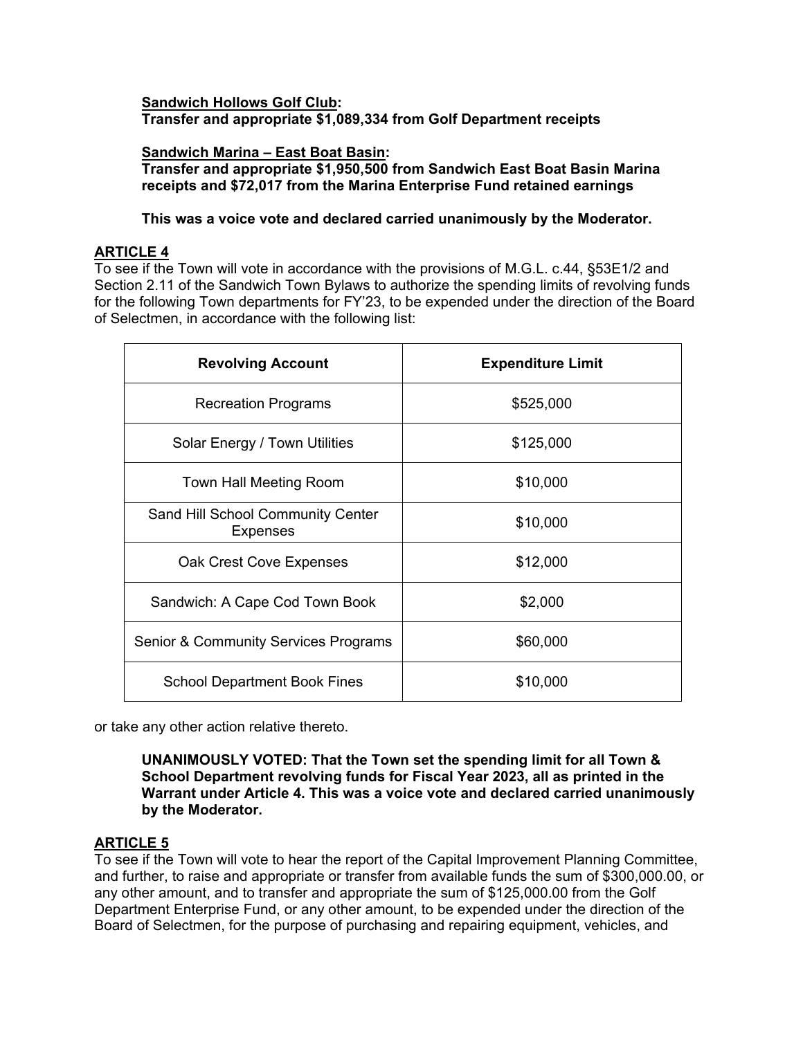**Sandwich Hollows Golf Club:**
**Transfer and appropriate $1,089,334 from Golf Department receipts**

**Sandwich Marina – East Boat Basin:**
**Transfer and appropriate $1,950,500 from Sandwich East Boat Basin Marina receipts and $72,017 from the Marina Enterprise Fund retained earnings**

**This was a voice vote and declared carried unanimously by the Moderator.**

## ARTICLE 4

To see if the Town will vote in accordance with the provisions of M.G.L. c.44, §53E1/2 and Section 2.11 of the Sandwich Town Bylaws to authorize the spending limits of revolving funds for the following Town departments for FY'23, to be expended under the direction of the Board of Selectmen, in accordance with the following list:

| Revolving Account | Expenditure Limit |
|---|---|
| Recreation Programs | $525,000 |
| Solar Energy / Town Utilities | $125,000 |
| Town Hall Meeting Room | $10,000 |
| Sand Hill School Community Center Expenses | $10,000 |
| Oak Crest Cove Expenses | $12,000 |
| Sandwich: A Cape Cod Town Book | $2,000 |
| Senior & Community Services Programs | $60,000 |
| School Department Book Fines | $10,000 |

or take any other action relative thereto.

**UNANIMOUSLY VOTED: That the Town set the spending limit for all Town & School Department revolving funds for Fiscal Year 2023, all as printed in the Warrant under Article 4. This was a voice vote and declared carried unanimously by the Moderator.**

## ARTICLE 5

To see if the Town will vote to hear the report of the Capital Improvement Planning Committee, and further, to raise and appropriate or transfer from available funds the sum of $300,000.00, or any other amount, and to transfer and appropriate the sum of $125,000.00 from the Golf Department Enterprise Fund, or any other amount, to be expended under the direction of the Board of Selectmen, for the purpose of purchasing and repairing equipment, vehicles, and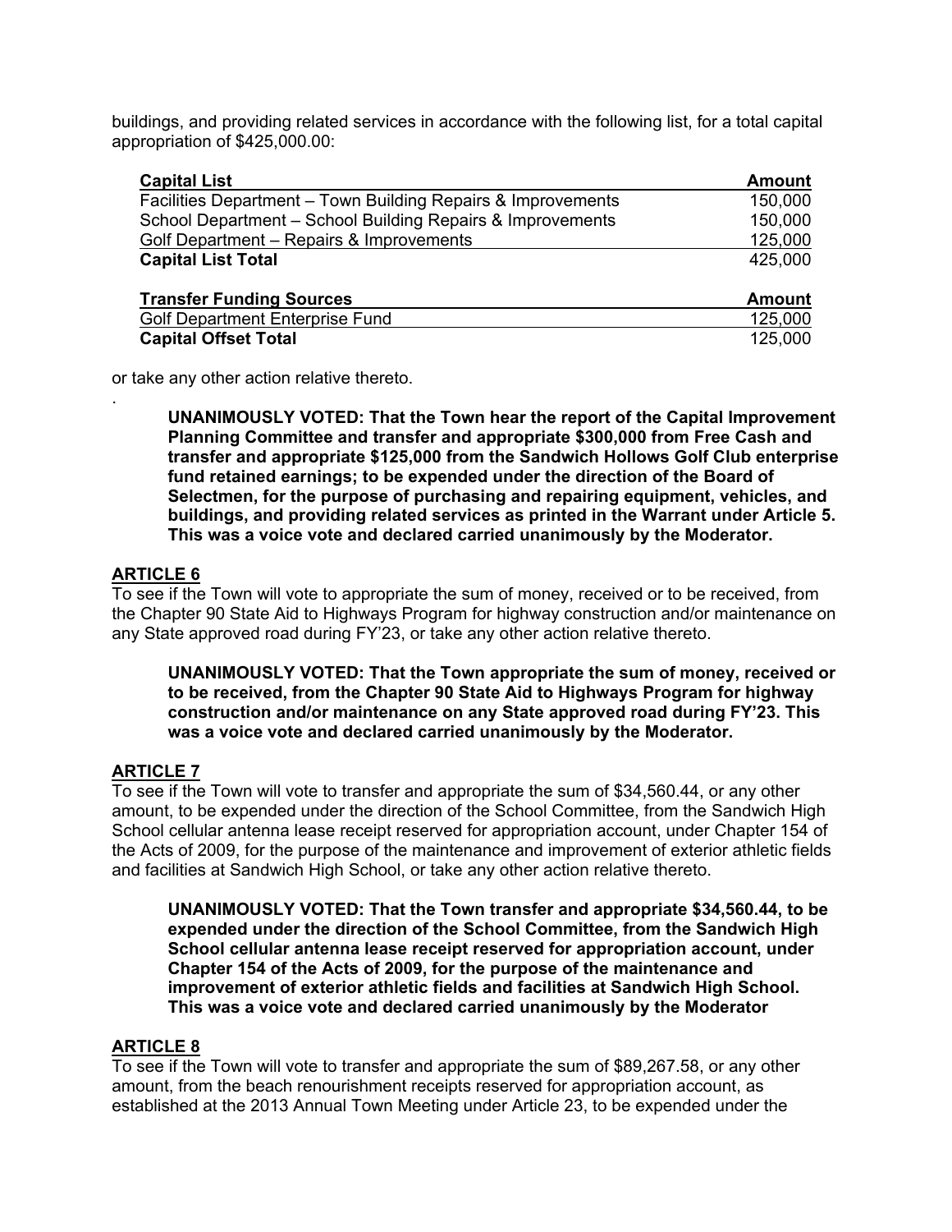buildings, and providing related services in accordance with the following list, for a total capital appropriation of $425,000.00:

| Capital List | Amount |
| --- | --- |
| Facilities Department – Town Building Repairs & Improvements | 150,000 |
| School Department – School Building Repairs & Improvements | 150,000 |
| Golf Department – Repairs & Improvements | 125,000 |
| **Capital List Total** | 425,000 |

| Transfer Funding Sources | Amount |
| --- | --- |
| Golf Department Enterprise Fund | 125,000 |
| **Capital Offset Total** | 125,000 |

or take any other action relative thereto.

.

**UNANIMOUSLY VOTED: That the Town hear the report of the Capital Improvement Planning Committee and transfer and appropriate $300,000 from Free Cash and transfer and appropriate $125,000 from the Sandwich Hollows Golf Club enterprise fund retained earnings; to be expended under the direction of the Board of Selectmen, for the purpose of purchasing and repairing equipment, vehicles, and buildings, and providing related services as printed in the Warrant under Article 5. This was a voice vote and declared carried unanimously by the Moderator.**

## ARTICLE 6

To see if the Town will vote to appropriate the sum of money, received or to be received, from the Chapter 90 State Aid to Highways Program for highway construction and/or maintenance on any State approved road during FY'23, or take any other action relative thereto.

**UNANIMOUSLY VOTED: That the Town appropriate the sum of money, received or to be received, from the Chapter 90 State Aid to Highways Program for highway construction and/or maintenance on any State approved road during FY'23. This was a voice vote and declared carried unanimously by the Moderator.**

## ARTICLE 7

To see if the Town will vote to transfer and appropriate the sum of $34,560.44, or any other amount, to be expended under the direction of the School Committee, from the Sandwich High School cellular antenna lease receipt reserved for appropriation account, under Chapter 154 of the Acts of 2009, for the purpose of the maintenance and improvement of exterior athletic fields and facilities at Sandwich High School, or take any other action relative thereto.

**UNANIMOUSLY VOTED: That the Town transfer and appropriate $34,560.44, to be expended under the direction of the School Committee, from the Sandwich High School cellular antenna lease receipt reserved for appropriation account, under Chapter 154 of the Acts of 2009, for the purpose of the maintenance and improvement of exterior athletic fields and facilities at Sandwich High School. This was a voice vote and declared carried unanimously by the Moderator**

## ARTICLE 8

To see if the Town will vote to transfer and appropriate the sum of $89,267.58, or any other amount, from the beach renourishment receipts reserved for appropriation account, as established at the 2013 Annual Town Meeting under Article 23, to be expended under the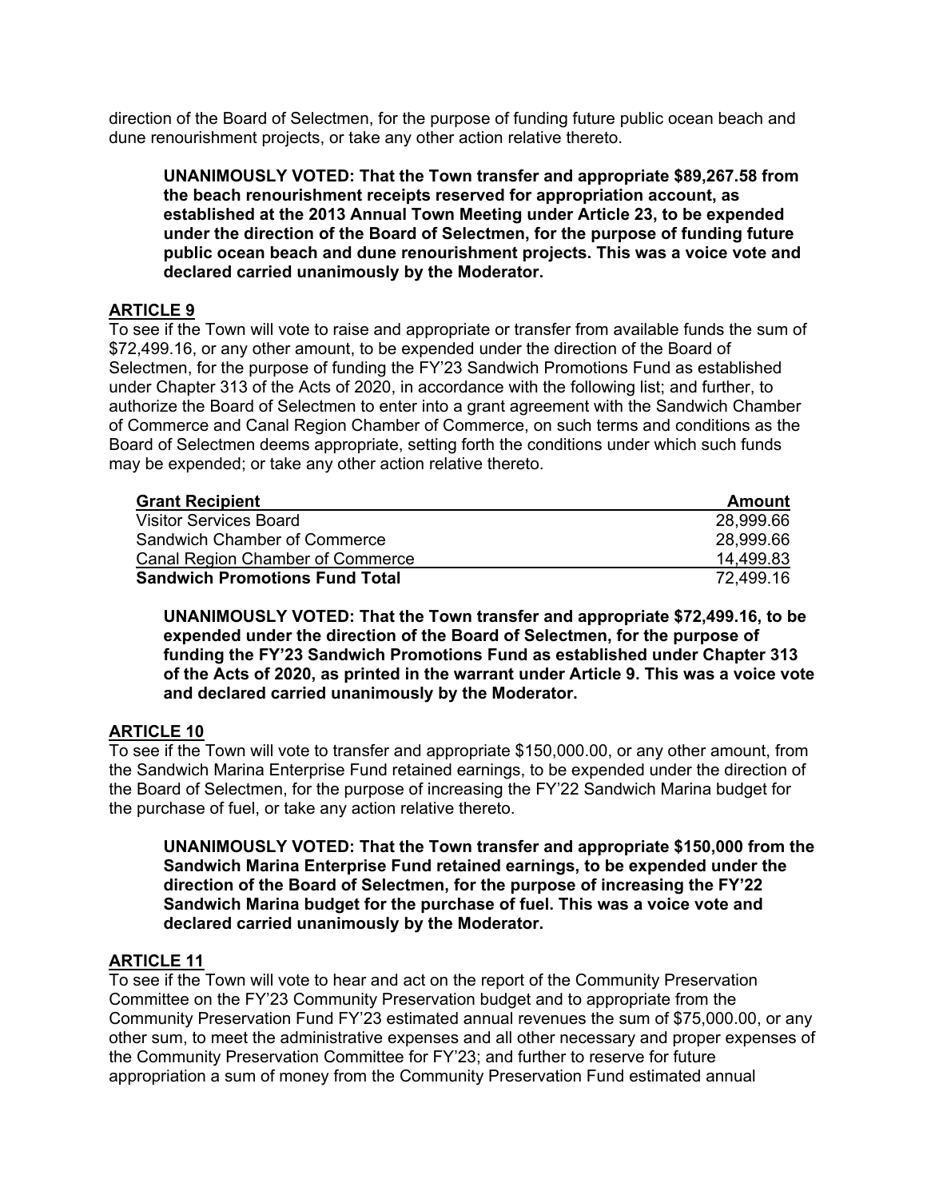direction of the Board of Selectmen, for the purpose of funding future public ocean beach and dune renourishment projects, or take any other action relative thereto.

> **UNANIMOUSLY VOTED: That the Town transfer and appropriate $89,267.58 from the beach renourishment receipts reserved for appropriation account, as established at the 2013 Annual Town Meeting under Article 23, to be expended under the direction of the Board of Selectmen, for the purpose of funding future public ocean beach and dune renourishment projects. This was a voice vote and declared carried unanimously by the Moderator.**

## ARTICLE 9

To see if the Town will vote to raise and appropriate or transfer from available funds the sum of $72,499.16, or any other amount, to be expended under the direction of the Board of Selectmen, for the purpose of funding the FY'23 Sandwich Promotions Fund as established under Chapter 313 of the Acts of 2020, in accordance with the following list; and further, to authorize the Board of Selectmen to enter into a grant agreement with the Sandwich Chamber of Commerce and Canal Region Chamber of Commerce, on such terms and conditions as the Board of Selectmen deems appropriate, setting forth the conditions under which such funds may be expended; or take any other action relative thereto.

| Grant Recipient | Amount |
|---|---:|
| Visitor Services Board | 28,999.66 |
| Sandwich Chamber of Commerce | 28,999.66 |
| Canal Region Chamber of Commerce | 14,499.83 |
| **Sandwich Promotions Fund Total** | 72,499.16 |

> **UNANIMOUSLY VOTED: That the Town transfer and appropriate $72,499.16, to be expended under the direction of the Board of Selectmen, for the purpose of funding the FY'23 Sandwich Promotions Fund as established under Chapter 313 of the Acts of 2020, as printed in the warrant under Article 9. This was a voice vote and declared carried unanimously by the Moderator.**

## ARTICLE 10

To see if the Town will vote to transfer and appropriate $150,000.00, or any other amount, from the Sandwich Marina Enterprise Fund retained earnings, to be expended under the direction of the Board of Selectmen, for the purpose of increasing the FY'22 Sandwich Marina budget for the purchase of fuel, or take any action relative thereto.

> **UNANIMOUSLY VOTED: That the Town transfer and appropriate $150,000 from the Sandwich Marina Enterprise Fund retained earnings, to be expended under the direction of the Board of Selectmen, for the purpose of increasing the FY'22 Sandwich Marina budget for the purchase of fuel. This was a voice vote and declared carried unanimously by the Moderator.**

## ARTICLE 11

To see if the Town will vote to hear and act on the report of the Community Preservation Committee on the FY'23 Community Preservation budget and to appropriate from the Community Preservation Fund FY'23 estimated annual revenues the sum of $75,000.00, or any other sum, to meet the administrative expenses and all other necessary and proper expenses of the Community Preservation Committee for FY'23; and further to reserve for future appropriation a sum of money from the Community Preservation Fund estimated annual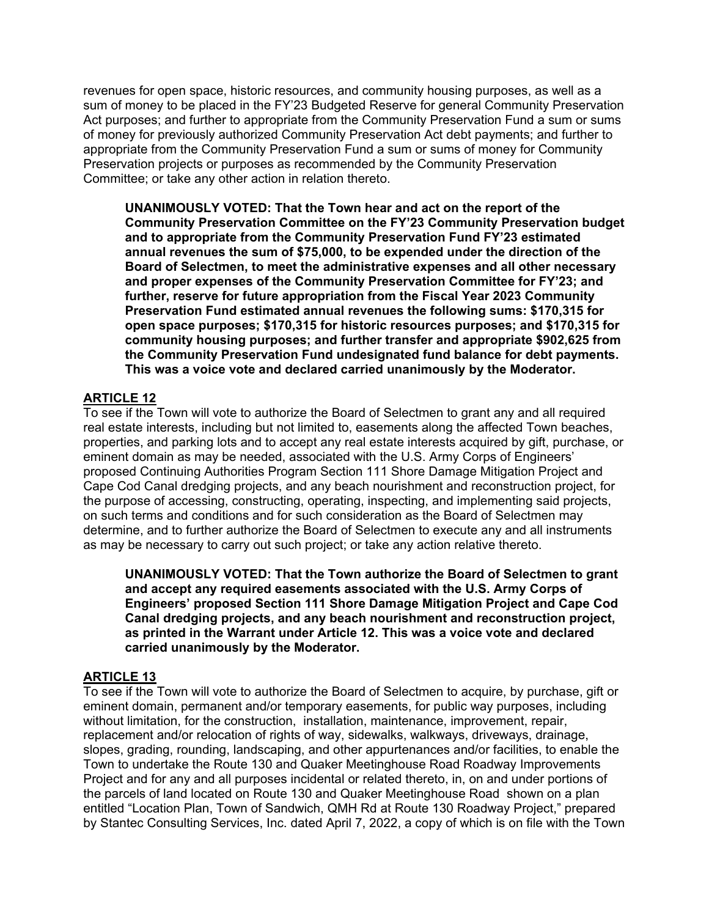revenues for open space, historic resources, and community housing purposes, as well as a sum of money to be placed in the FY'23 Budgeted Reserve for general Community Preservation Act purposes; and further to appropriate from the Community Preservation Fund a sum or sums of money for previously authorized Community Preservation Act debt payments; and further to appropriate from the Community Preservation Fund a sum or sums of money for Community Preservation projects or purposes as recommended by the Community Preservation Committee; or take any other action in relation thereto.

> **UNANIMOUSLY VOTED: That the Town hear and act on the report of the Community Preservation Committee on the FY'23 Community Preservation budget and to appropriate from the Community Preservation Fund FY'23 estimated annual revenues the sum of $75,000, to be expended under the direction of the Board of Selectmen, to meet the administrative expenses and all other necessary and proper expenses of the Community Preservation Committee for FY'23; and further, reserve for future appropriation from the Fiscal Year 2023 Community Preservation Fund estimated annual revenues the following sums: $170,315 for open space purposes; $170,315 for historic resources purposes; and $170,315 for community housing purposes; and further transfer and appropriate $902,625 from the Community Preservation Fund undesignated fund balance for debt payments. This was a voice vote and declared carried unanimously by the Moderator.**

## ARTICLE 12

To see if the Town will vote to authorize the Board of Selectmen to grant any and all required real estate interests, including but not limited to, easements along the affected Town beaches, properties, and parking lots and to accept any real estate interests acquired by gift, purchase, or eminent domain as may be needed, associated with the U.S. Army Corps of Engineers' proposed Continuing Authorities Program Section 111 Shore Damage Mitigation Project and Cape Cod Canal dredging projects, and any beach nourishment and reconstruction project, for the purpose of accessing, constructing, operating, inspecting, and implementing said projects, on such terms and conditions and for such consideration as the Board of Selectmen may determine, and to further authorize the Board of Selectmen to execute any and all instruments as may be necessary to carry out such project; or take any action relative thereto.

> **UNANIMOUSLY VOTED: That the Town authorize the Board of Selectmen to grant and accept any required easements associated with the U.S. Army Corps of Engineers' proposed Section 111 Shore Damage Mitigation Project and Cape Cod Canal dredging projects, and any beach nourishment and reconstruction project, as printed in the Warrant under Article 12. This was a voice vote and declared carried unanimously by the Moderator.**

## ARTICLE 13

To see if the Town will vote to authorize the Board of Selectmen to acquire, by purchase, gift or eminent domain, permanent and/or temporary easements, for public way purposes, including without limitation, for the construction, installation, maintenance, improvement, repair, replacement and/or relocation of rights of way, sidewalks, walkways, driveways, drainage, slopes, grading, rounding, landscaping, and other appurtenances and/or facilities, to enable the Town to undertake the Route 130 and Quaker Meetinghouse Road Roadway Improvements Project and for any and all purposes incidental or related thereto, in, on and under portions of the parcels of land located on Route 130 and Quaker Meetinghouse Road shown on a plan entitled "Location Plan, Town of Sandwich, QMH Rd at Route 130 Roadway Project," prepared by Stantec Consulting Services, Inc. dated April 7, 2022, a copy of which is on file with the Town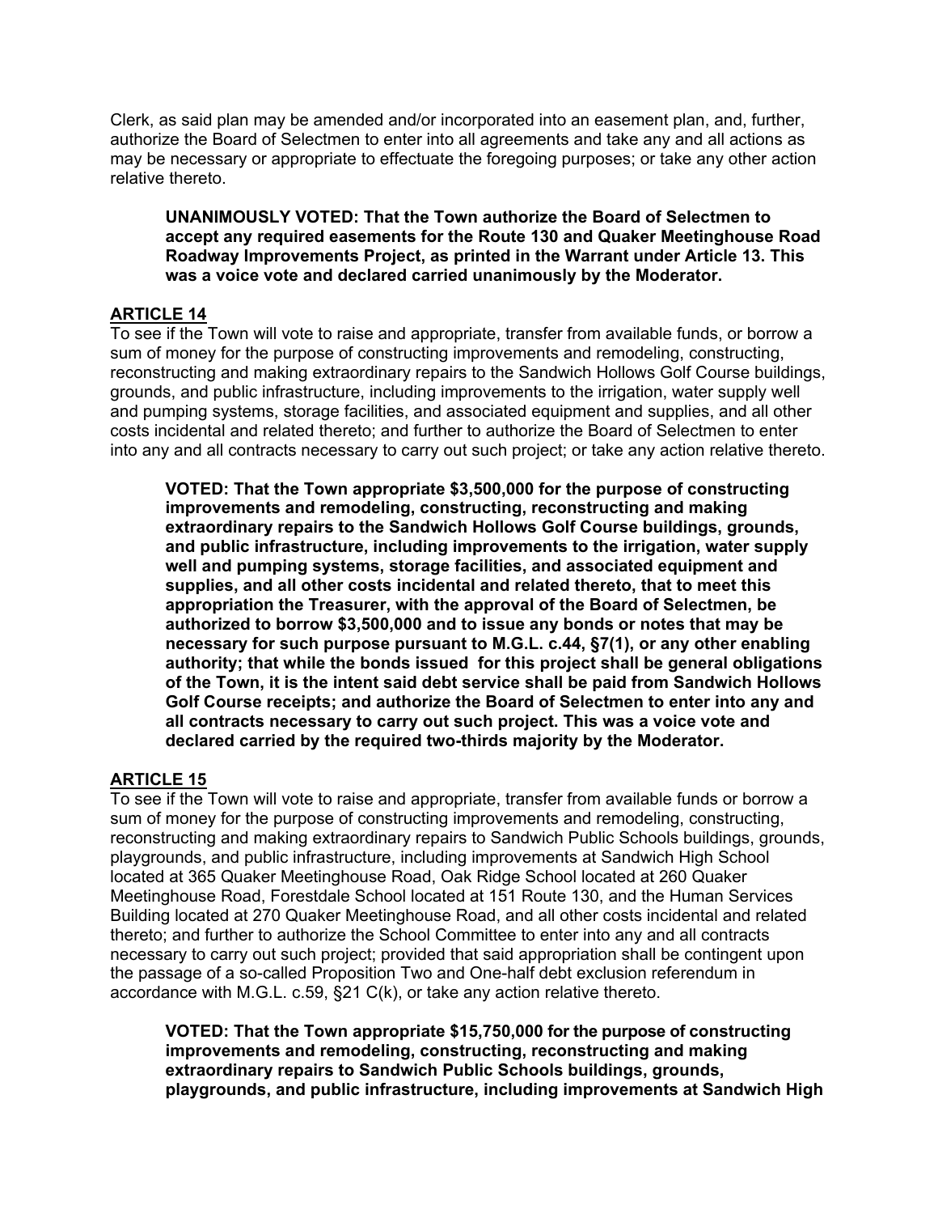Clerk, as said plan may be amended and/or incorporated into an easement plan, and, further, authorize the Board of Selectmen to enter into all agreements and take any and all actions as may be necessary or appropriate to effectuate the foregoing purposes; or take any other action relative thereto.

> **UNANIMOUSLY VOTED: That the Town authorize the Board of Selectmen to accept any required easements for the Route 130 and Quaker Meetinghouse Road Roadway Improvements Project, as printed in the Warrant under Article 13. This was a voice vote and declared carried unanimously by the Moderator.**

## ARTICLE 14

To see if the Town will vote to raise and appropriate, transfer from available funds, or borrow a sum of money for the purpose of constructing improvements and remodeling, constructing, reconstructing and making extraordinary repairs to the Sandwich Hollows Golf Course buildings, grounds, and public infrastructure, including improvements to the irrigation, water supply well and pumping systems, storage facilities, and associated equipment and supplies, and all other costs incidental and related thereto; and further to authorize the Board of Selectmen to enter into any and all contracts necessary to carry out such project; or take any action relative thereto.

> **VOTED: That the Town appropriate $3,500,000 for the purpose of constructing improvements and remodeling, constructing, reconstructing and making extraordinary repairs to the Sandwich Hollows Golf Course buildings, grounds, and public infrastructure, including improvements to the irrigation, water supply well and pumping systems, storage facilities, and associated equipment and supplies, and all other costs incidental and related thereto, that to meet this appropriation the Treasurer, with the approval of the Board of Selectmen, be authorized to borrow $3,500,000 and to issue any bonds or notes that may be necessary for such purpose pursuant to M.G.L. c.44, §7(1), or any other enabling authority; that while the bonds issued for this project shall be general obligations of the Town, it is the intent said debt service shall be paid from Sandwich Hollows Golf Course receipts; and authorize the Board of Selectmen to enter into any and all contracts necessary to carry out such project. This was a voice vote and declared carried by the required two-thirds majority by the Moderator.**

## ARTICLE 15

To see if the Town will vote to raise and appropriate, transfer from available funds or borrow a sum of money for the purpose of constructing improvements and remodeling, constructing, reconstructing and making extraordinary repairs to Sandwich Public Schools buildings, grounds, playgrounds, and public infrastructure, including improvements at Sandwich High School located at 365 Quaker Meetinghouse Road, Oak Ridge School located at 260 Quaker Meetinghouse Road, Forestdale School located at 151 Route 130, and the Human Services Building located at 270 Quaker Meetinghouse Road, and all other costs incidental and related thereto; and further to authorize the School Committee to enter into any and all contracts necessary to carry out such project; provided that said appropriation shall be contingent upon the passage of a so-called Proposition Two and One-half debt exclusion referendum in accordance with M.G.L. c.59, §21 C(k), or take any action relative thereto.

> **VOTED: That the Town appropriate $15,750,000 for the purpose of constructing improvements and remodeling, constructing, reconstructing and making extraordinary repairs to Sandwich Public Schools buildings, grounds, playgrounds, and public infrastructure, including improvements at Sandwich High**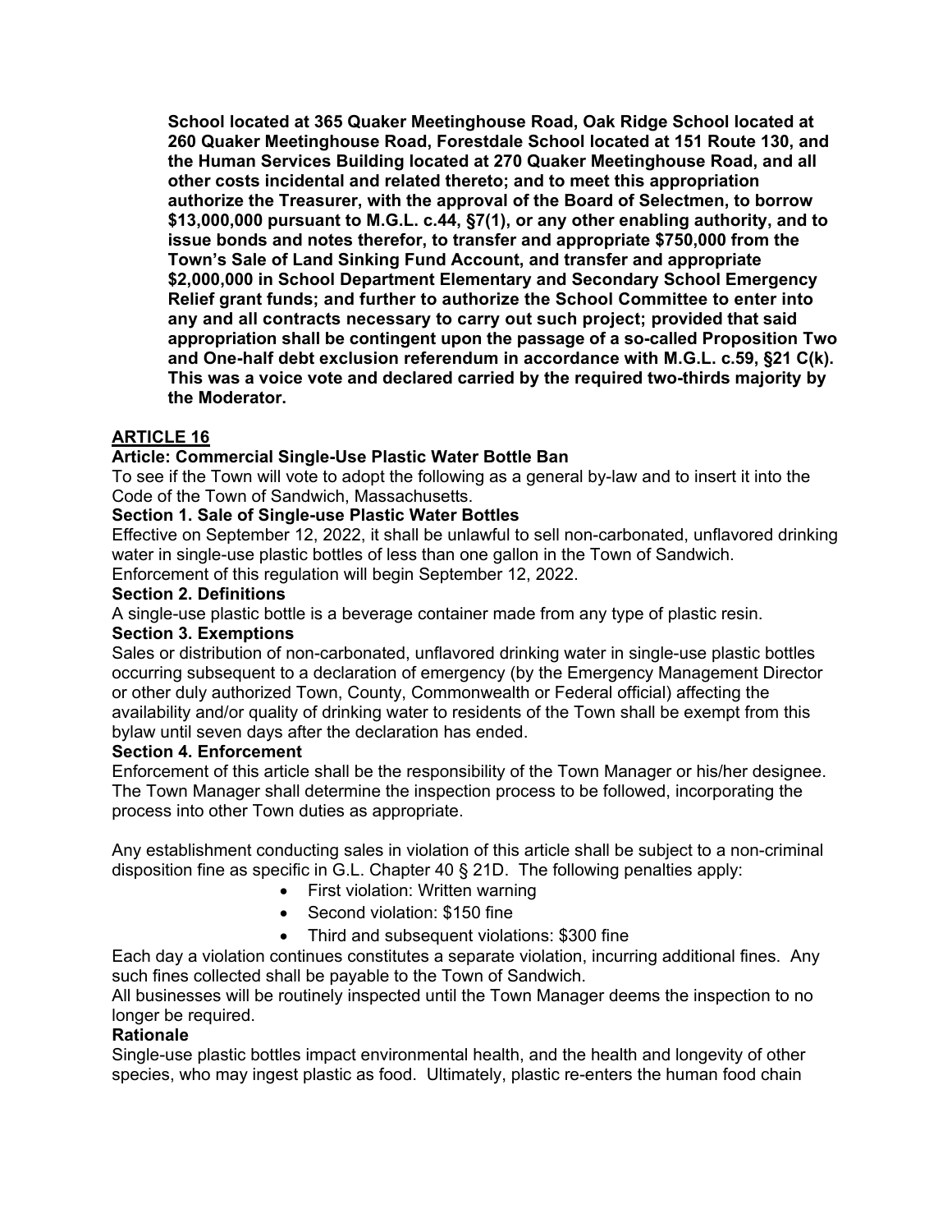**School located at 365 Quaker Meetinghouse Road, Oak Ridge School located at 260 Quaker Meetinghouse Road, Forestdale School located at 151 Route 130, and the Human Services Building located at 270 Quaker Meetinghouse Road, and all other costs incidental and related thereto; and to meet this appropriation authorize the Treasurer, with the approval of the Board of Selectmen, to borrow $13,000,000 pursuant to M.G.L. c.44, §7(1), or any other enabling authority, and to issue bonds and notes therefor, to transfer and appropriate $750,000 from the Town's Sale of Land Sinking Fund Account, and transfer and appropriate $2,000,000 in School Department Elementary and Secondary School Emergency Relief grant funds; and further to authorize the School Committee to enter into any and all contracts necessary to carry out such project; provided that said appropriation shall be contingent upon the passage of a so-called Proposition Two and One-half debt exclusion referendum in accordance with M.G.L. c.59, §21 C(k). This was a voice vote and declared carried by the required two-thirds majority by the Moderator.**

## ARTICLE 16

**Article: Commercial Single-Use Plastic Water Bottle Ban**

To see if the Town will vote to adopt the following as a general by-law and to insert it into the Code of the Town of Sandwich, Massachusetts.

**Section 1. Sale of Single-use Plastic Water Bottles**

Effective on September 12, 2022, it shall be unlawful to sell non-carbonated, unflavored drinking water in single-use plastic bottles of less than one gallon in the Town of Sandwich. Enforcement of this regulation will begin September 12, 2022.

**Section 2. Definitions**

A single-use plastic bottle is a beverage container made from any type of plastic resin.

**Section 3. Exemptions**

Sales or distribution of non-carbonated, unflavored drinking water in single-use plastic bottles occurring subsequent to a declaration of emergency (by the Emergency Management Director or other duly authorized Town, County, Commonwealth or Federal official) affecting the availability and/or quality of drinking water to residents of the Town shall be exempt from this bylaw until seven days after the declaration has ended.

**Section 4. Enforcement**

Enforcement of this article shall be the responsibility of the Town Manager or his/her designee. The Town Manager shall determine the inspection process to be followed, incorporating the process into other Town duties as appropriate.

Any establishment conducting sales in violation of this article shall be subject to a non-criminal disposition fine as specific in G.L. Chapter 40 § 21D. The following penalties apply:

- First violation: Written warning
- Second violation: $150 fine
- Third and subsequent violations: $300 fine

Each day a violation continues constitutes a separate violation, incurring additional fines. Any such fines collected shall be payable to the Town of Sandwich.

All businesses will be routinely inspected until the Town Manager deems the inspection to no longer be required.

**Rationale**

Single-use plastic bottles impact environmental health, and the health and longevity of other species, who may ingest plastic as food. Ultimately, plastic re-enters the human food chain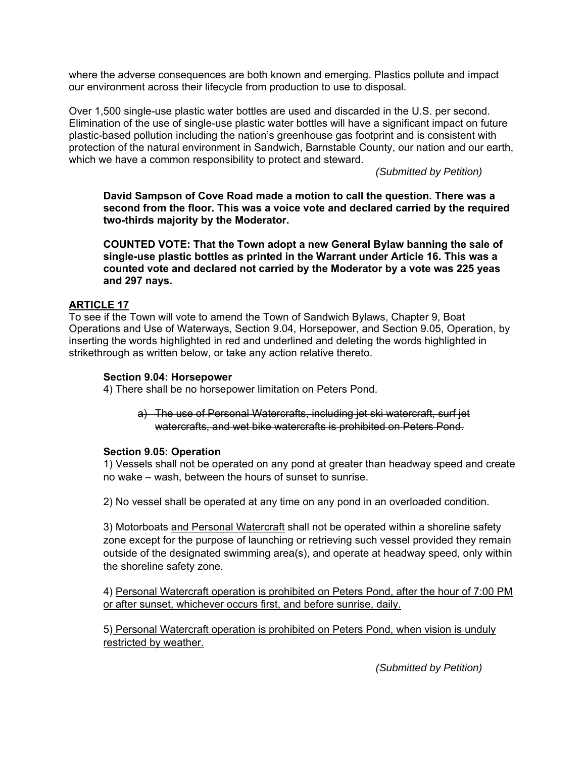where the adverse consequences are both known and emerging. Plastics pollute and impact our environment across their lifecycle from production to use to disposal.

Over 1,500 single-use plastic water bottles are used and discarded in the U.S. per second. Elimination of the use of single-use plastic water bottles will have a significant impact on future plastic-based pollution including the nation's greenhouse gas footprint and is consistent with protection of the natural environment in Sandwich, Barnstable County, our nation and our earth, which we have a common responsibility to protect and steward.

*(Submitted by Petition)*

**David Sampson of Cove Road made a motion to call the question. There was a second from the floor. This was a voice vote and declared carried by the required two-thirds majority by the Moderator.**

**COUNTED VOTE: That the Town adopt a new General Bylaw banning the sale of single-use plastic bottles as printed in the Warrant under Article 16. This was a counted vote and declared not carried by the Moderator by a vote was 225 yeas and 297 nays.**

## ARTICLE 17

To see if the Town will vote to amend the Town of Sandwich Bylaws, Chapter 9, Boat Operations and Use of Waterways, Section 9.04, Horsepower, and Section 9.05, Operation, by inserting the words highlighted in red and underlined and deleting the words highlighted in strikethrough as written below, or take any action relative thereto.

**Section 9.04: Horsepower**

4) There shall be no horsepower limitation on Peters Pond.

> a) ~~The use of Personal Watercrafts, including jet ski watercraft, surf jet watercrafts, and wet bike watercrafts is prohibited on Peters Pond.~~

**Section 9.05: Operation**

1) Vessels shall not be operated on any pond at greater than headway speed and create no wake – wash, between the hours of sunset to sunrise.

2) No vessel shall be operated at any time on any pond in an overloaded condition.

3) Motorboats <u>and Personal Watercraft</u> shall not be operated within a shoreline safety zone except for the purpose of launching or retrieving such vessel provided they remain outside of the designated swimming area(s), and operate at headway speed, only within the shoreline safety zone.

4) <u>Personal Watercraft operation is prohibited on Peters Pond, after the hour of 7:00 PM or after sunset, whichever occurs first, and before sunrise, daily.</u>

5) <u>Personal Watercraft operation is prohibited on Peters Pond, when vision is unduly restricted by weather.</u>

*(Submitted by Petition)*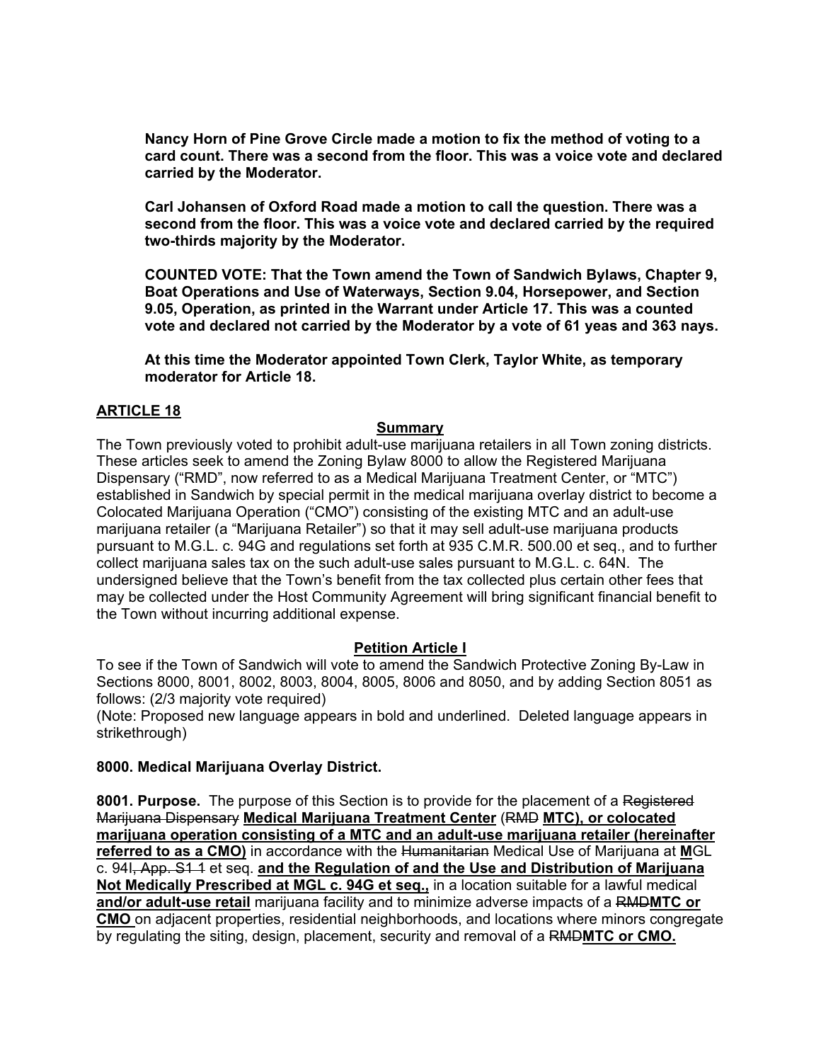**Nancy Horn of Pine Grove Circle made a motion to fix the method of voting to a card count. There was a second from the floor. This was a voice vote and declared carried by the Moderator.**

**Carl Johansen of Oxford Road made a motion to call the question. There was a second from the floor. This was a voice vote and declared carried by the required two-thirds majority by the Moderator.**

**COUNTED VOTE: That the Town amend the Town of Sandwich Bylaws, Chapter 9, Boat Operations and Use of Waterways, Section 9.04, Horsepower, and Section 9.05, Operation, as printed in the Warrant under Article 17. This was a counted vote and declared not carried by the Moderator by a vote of 61 yeas and 363 nays.**

**At this time the Moderator appointed Town Clerk, Taylor White, as temporary moderator for Article 18.**

## ARTICLE 18

### Summary

The Town previously voted to prohibit adult-use marijuana retailers in all Town zoning districts. These articles seek to amend the Zoning Bylaw 8000 to allow the Registered Marijuana Dispensary ("RMD", now referred to as a Medical Marijuana Treatment Center, or "MTC") established in Sandwich by special permit in the medical marijuana overlay district to become a Colocated Marijuana Operation ("CMO") consisting of the existing MTC and an adult-use marijuana retailer (a "Marijuana Retailer") so that it may sell adult-use marijuana products pursuant to M.G.L. c. 94G and regulations set forth at 935 C.M.R. 500.00 et seq., and to further collect marijuana sales tax on the such adult-use sales pursuant to M.G.L. c. 64N. The undersigned believe that the Town's benefit from the tax collected plus certain other fees that may be collected under the Host Community Agreement will bring significant financial benefit to the Town without incurring additional expense.

### Petition Article I

To see if the Town of Sandwich will vote to amend the Sandwich Protective Zoning By-Law in Sections 8000, 8001, 8002, 8003, 8004, 8005, 8006 and 8050, and by adding Section 8051 as follows: (2/3 majority vote required)
(Note: Proposed new language appears in bold and underlined. Deleted language appears in strikethrough)

**8000. Medical Marijuana Overlay District.**

**8001. Purpose.** The purpose of this Section is to provide for the placement of a ~~Registered Marijuana Dispensary~~ **<u>Medical Marijuana Treatment Center</u>** (~~RMD~~ **<u>MTC), or colocated marijuana operation consisting of a MTC and an adult-use marijuana retailer (hereinafter referred to as a CMO)</u>** in accordance with the ~~Humanitarian~~ Medical Use of Marijuana at **<u>M</u>**GL c. 94I~~, App. S1 1~~ et seq. **<u>and the Regulation of and the Use and Distribution of Marijuana Not Medically Prescribed at MGL c. 94G et seq.,</u>** in a location suitable for a lawful medical **<u>and/or adult-use retail</u>** marijuana facility and to minimize adverse impacts of a ~~RMD~~**<u>MTC or CMO</u>** on adjacent properties, residential neighborhoods, and locations where minors congregate by regulating the siting, design, placement, security and removal of a ~~RMD~~**<u>MTC or CMO.</u>**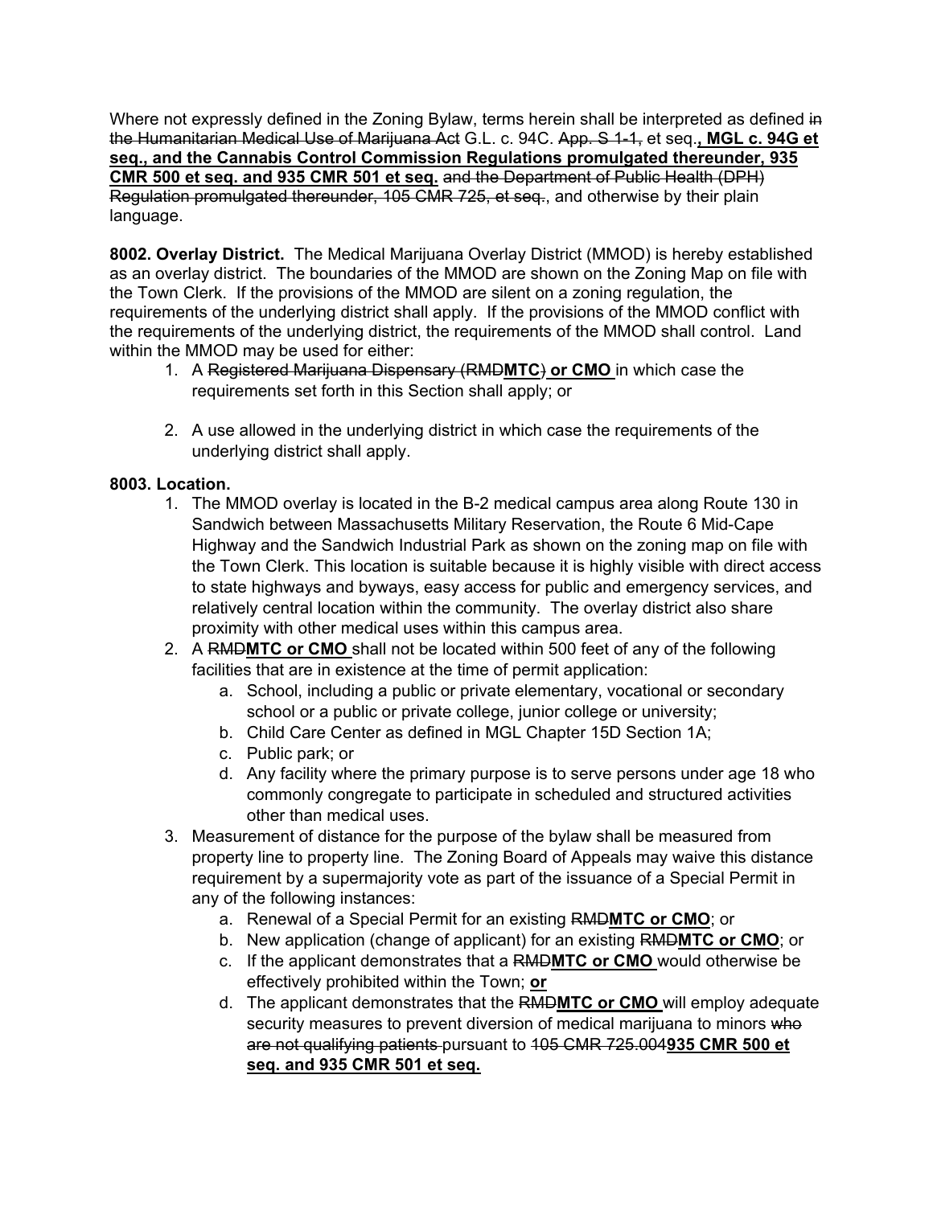Where not expressly defined in the Zoning Bylaw, terms herein shall be interpreted as defined ~~in the Humanitarian Medical Use of Marijuana Act~~ G.L. c. 94C. ~~App. S 1-1,~~ et seq.**, MGL c. 94G et seq., and the Cannabis Control Commission Regulations promulgated thereunder, 935 CMR 500 et seq. and 935 CMR 501 et seq.** ~~and the Department of Public Health (DPH) Regulation promulgated thereunder, 105 CMR 725, et seq.~~, and otherwise by their plain language.

**8002. Overlay District.** The Medical Marijuana Overlay District (MMOD) is hereby established as an overlay district. The boundaries of the MMOD are shown on the Zoning Map on file with the Town Clerk. If the provisions of the MMOD are silent on a zoning regulation, the requirements of the underlying district shall apply. If the provisions of the MMOD conflict with the requirements of the underlying district, the requirements of the MMOD shall control. Land within the MMOD may be used for either:

1. A ~~Registered Marijuana Dispensary (RMD~~**MTC**~~)~~ **or CMO** in which case the requirements set forth in this Section shall apply; or

2. A use allowed in the underlying district in which case the requirements of the underlying district shall apply.

**8003. Location.**

1. The MMOD overlay is located in the B-2 medical campus area along Route 130 in Sandwich between Massachusetts Military Reservation, the Route 6 Mid-Cape Highway and the Sandwich Industrial Park as shown on the zoning map on file with the Town Clerk. This location is suitable because it is highly visible with direct access to state highways and byways, easy access for public and emergency services, and relatively central location within the community. The overlay district also share proximity with other medical uses within this campus area.
2. A ~~RMD~~**MTC or CMO** shall not be located within 500 feet of any of the following facilities that are in existence at the time of permit application:
   a. School, including a public or private elementary, vocational or secondary school or a public or private college, junior college or university;
   b. Child Care Center as defined in MGL Chapter 15D Section 1A;
   c. Public park; or
   d. Any facility where the primary purpose is to serve persons under age 18 who commonly congregate to participate in scheduled and structured activities other than medical uses.
3. Measurement of distance for the purpose of the bylaw shall be measured from property line to property line. The Zoning Board of Appeals may waive this distance requirement by a supermajority vote as part of the issuance of a Special Permit in any of the following instances:
   a. Renewal of a Special Permit for an existing ~~RMD~~**MTC or CMO**; or
   b. New application (change of applicant) for an existing ~~RMD~~**MTC or CMO**; or
   c. If the applicant demonstrates that a ~~RMD~~**MTC or CMO** would otherwise be effectively prohibited within the Town; **or**
   d. The applicant demonstrates that the ~~RMD~~**MTC or CMO** will employ adequate security measures to prevent diversion of medical marijuana to minors ~~who are not qualifying patients~~ pursuant to ~~105 CMR 725.004~~**935 CMR 500 et seq. and 935 CMR 501 et seq.**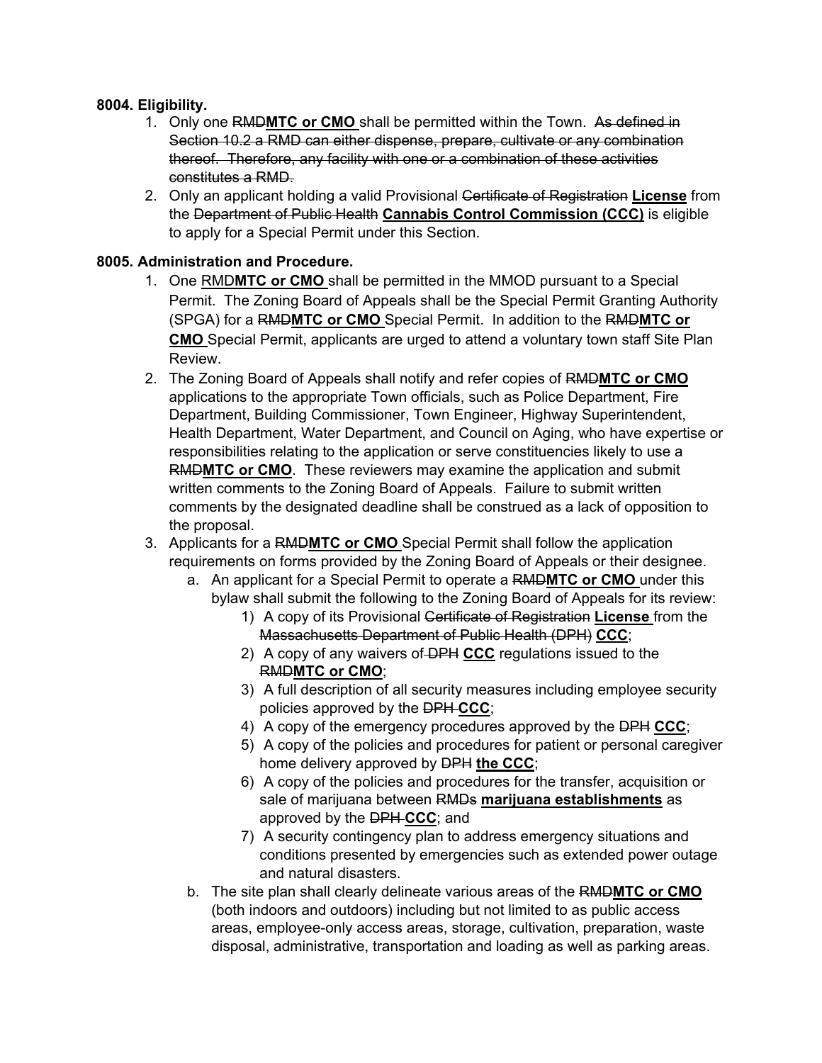**8004. Eligibility.**

1. Only one ~~RMD~~**MTC or CMO** shall be permitted within the Town. ~~As defined in Section 10.2 a RMD can either dispense, prepare, cultivate or any combination thereof. Therefore, any facility with one or a combination of these activities constitutes a RMD.~~
2. Only an applicant holding a valid Provisional ~~Certificate of Registration~~ **License** from the ~~Department of Public Health~~ **Cannabis Control Commission (CCC)** is eligible to apply for a Special Permit under this Section.

**8005. Administration and Procedure.**

1. One RMD**MTC or CMO** shall be permitted in the MMOD pursuant to a Special Permit. The Zoning Board of Appeals shall be the Special Permit Granting Authority (SPGA) for a ~~RMD~~**MTC or CMO** Special Permit. In addition to the ~~RMD~~**MTC or CMO** Special Permit, applicants are urged to attend a voluntary town staff Site Plan Review.
2. The Zoning Board of Appeals shall notify and refer copies of ~~RMD~~**MTC or CMO** applications to the appropriate Town officials, such as Police Department, Fire Department, Building Commissioner, Town Engineer, Highway Superintendent, Health Department, Water Department, and Council on Aging, who have expertise or responsibilities relating to the application or serve constituencies likely to use a ~~RMD~~**MTC or CMO**. These reviewers may examine the application and submit written comments to the Zoning Board of Appeals. Failure to submit written comments by the designated deadline shall be construed as a lack of opposition to the proposal.
3. Applicants for a ~~RMD~~**MTC or CMO** Special Permit shall follow the application requirements on forms provided by the Zoning Board of Appeals or their designee.
    a. An applicant for a Special Permit to operate a ~~RMD~~**MTC or CMO** under this bylaw shall submit the following to the Zoning Board of Appeals for its review:
        1) A copy of its Provisional ~~Certificate of Registration~~ **License** from the ~~Massachusetts Department of Public Health (DPH)~~ **CCC**;
        2) A copy of any waivers of ~~DPH~~ **CCC** regulations issued to the ~~RMD~~**MTC or CMO**;
        3) A full description of all security measures including employee security policies approved by the ~~DPH~~ **CCC**;
        4) A copy of the emergency procedures approved by the ~~DPH~~ **CCC**;
        5) A copy of the policies and procedures for patient or personal caregiver home delivery approved by ~~DPH~~ **the CCC**;
        6) A copy of the policies and procedures for the transfer, acquisition or sale of marijuana between ~~RMDs~~ **marijuana establishments** as approved by the ~~DPH~~ **CCC**; and
        7) A security contingency plan to address emergency situations and conditions presented by emergencies such as extended power outage and natural disasters.

    b. The site plan shall clearly delineate various areas of the ~~RMD~~**MTC or CMO** (both indoors and outdoors) including but not limited to as public access areas, employee-only access areas, storage, cultivation, preparation, waste disposal, administrative, transportation and loading as well as parking areas.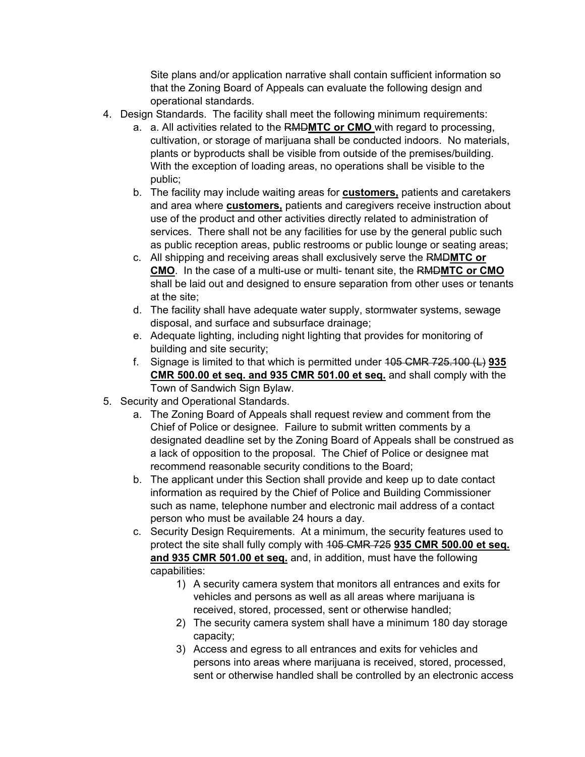Site plans and/or application narrative shall contain sufficient information so that the Zoning Board of Appeals can evaluate the following design and operational standards.

4. Design Standards. The facility shall meet the following minimum requirements:
   a. a. All activities related to the ~~RMD~~**<u>MTC or CMO</u>** with regard to processing, cultivation, or storage of marijuana shall be conducted indoors. No materials, plants or byproducts shall be visible from outside of the premises/building. With the exception of loading areas, no operations shall be visible to the public;
   b. The facility may include waiting areas for **<u>customers,</u>** patients and caretakers and area where **<u>customers,</u>** patients and caregivers receive instruction about use of the product and other activities directly related to administration of services. There shall not be any facilities for use by the general public such as public reception areas, public restrooms or public lounge or seating areas;
   c. All shipping and receiving areas shall exclusively serve the ~~RMD~~**<u>MTC or CMO</u>**. In the case of a multi-use or multi- tenant site, the ~~RMD~~**<u>MTC or CMO</u>** shall be laid out and designed to ensure separation from other uses or tenants at the site;
   d. The facility shall have adequate water supply, stormwater systems, sewage disposal, and surface and subsurface drainage;
   e. Adequate lighting, including night lighting that provides for monitoring of building and site security;
   f. Signage is limited to that which is permitted under ~~105 CMR 725.100 (L)~~ **<u>935 CMR 500.00 et seq. and 935 CMR 501.00 et seq.</u>** and shall comply with the Town of Sandwich Sign Bylaw.
5. Security and Operational Standards.
   a. The Zoning Board of Appeals shall request review and comment from the Chief of Police or designee. Failure to submit written comments by a designated deadline set by the Zoning Board of Appeals shall be construed as a lack of opposition to the proposal. The Chief of Police or designee mat recommend reasonable security conditions to the Board;
   b. The applicant under this Section shall provide and keep up to date contact information as required by the Chief of Police and Building Commissioner such as name, telephone number and electronic mail address of a contact person who must be available 24 hours a day.
   c. Security Design Requirements. At a minimum, the security features used to protect the site shall fully comply with ~~105 CMR 725~~ **<u>935 CMR 500.00 et seq. and 935 CMR 501.00 et seq.</u>** and, in addition, must have the following capabilities:
      1) A security camera system that monitors all entrances and exits for vehicles and persons as well as all areas where marijuana is received, stored, processed, sent or otherwise handled;
      2) The security camera system shall have a minimum 180 day storage capacity;
      3) Access and egress to all entrances and exits for vehicles and persons into areas where marijuana is received, stored, processed, sent or otherwise handled shall be controlled by an electronic access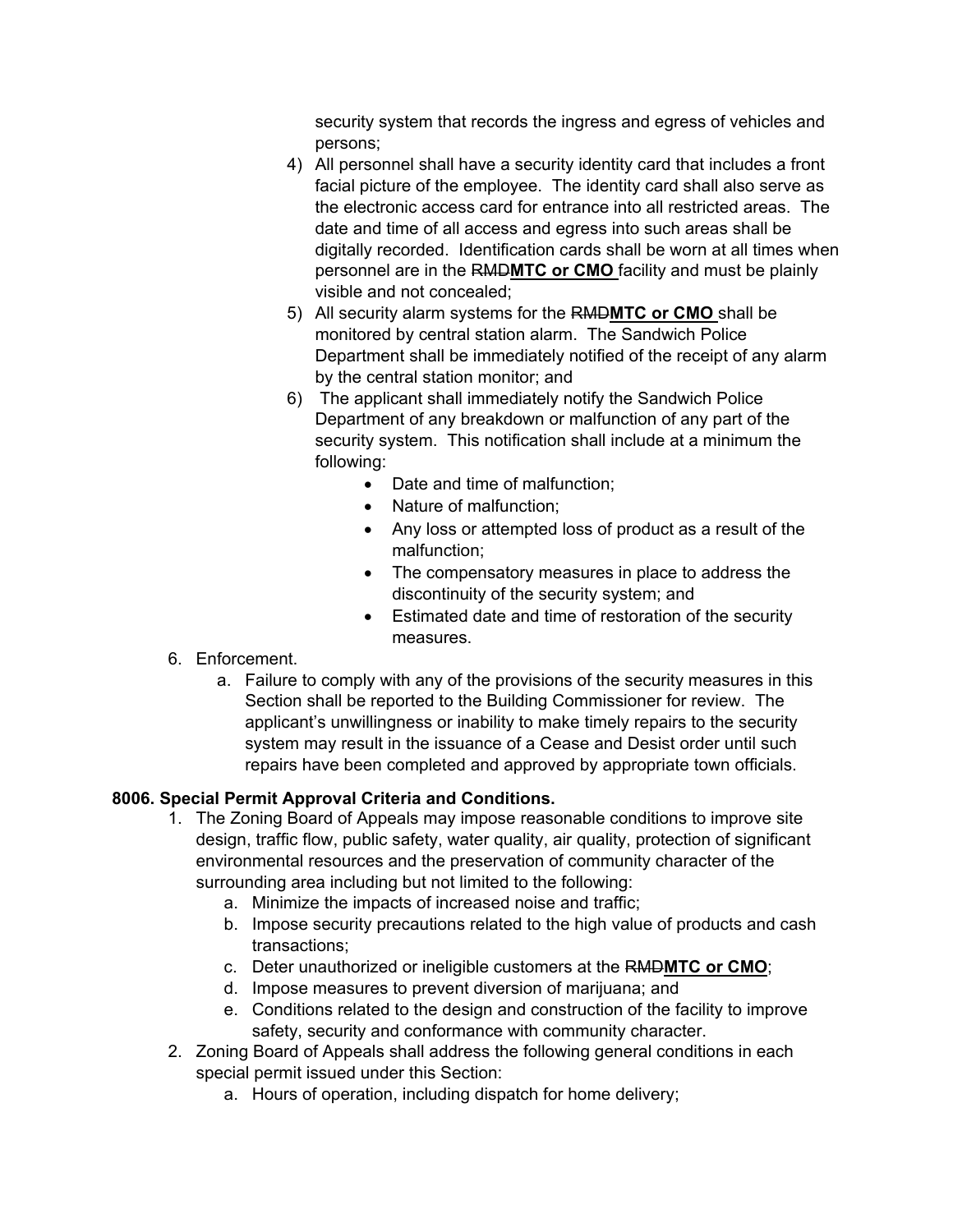security system that records the ingress and egress of vehicles and persons;

4) All personnel shall have a security identity card that includes a front facial picture of the employee. The identity card shall also serve as the electronic access card for entrance into all restricted areas. The date and time of all access and egress into such areas shall be digitally recorded. Identification cards shall be worn at all times when personnel are in the ~~RMD~~**MTC or CMO** facility and must be plainly visible and not concealed;

5) All security alarm systems for the ~~RMD~~**MTC or CMO** shall be monitored by central station alarm. The Sandwich Police Department shall be immediately notified of the receipt of any alarm by the central station monitor; and

6) The applicant shall immediately notify the Sandwich Police Department of any breakdown or malfunction of any part of the security system. This notification shall include at a minimum the following:
   - Date and time of malfunction;
   - Nature of malfunction;
   - Any loss or attempted loss of product as a result of the malfunction;
   - The compensatory measures in place to address the discontinuity of the security system; and
   - Estimated date and time of restoration of the security measures.

6. Enforcement.
   a. Failure to comply with any of the provisions of the security measures in this Section shall be reported to the Building Commissioner for review. The applicant's unwillingness or inability to make timely repairs to the security system may result in the issuance of a Cease and Desist order until such repairs have been completed and approved by appropriate town officials.

**8006. Special Permit Approval Criteria and Conditions.**

1. The Zoning Board of Appeals may impose reasonable conditions to improve site design, traffic flow, public safety, water quality, air quality, protection of significant environmental resources and the preservation of community character of the surrounding area including but not limited to the following:
   a. Minimize the impacts of increased noise and traffic;
   b. Impose security precautions related to the high value of products and cash transactions;
   c. Deter unauthorized or ineligible customers at the ~~RMD~~**MTC or CMO**;
   d. Impose measures to prevent diversion of marijuana; and
   e. Conditions related to the design and construction of the facility to improve safety, security and conformance with community character.
2. Zoning Board of Appeals shall address the following general conditions in each special permit issued under this Section:
   a. Hours of operation, including dispatch for home delivery;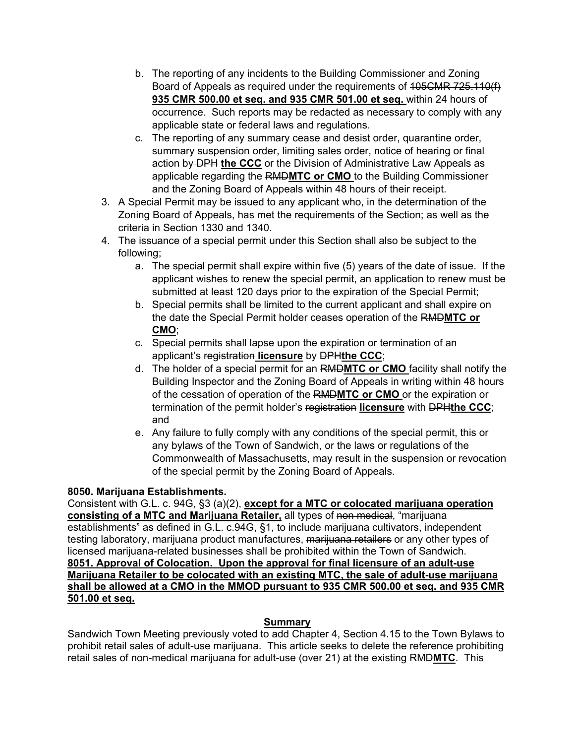b. The reporting of any incidents to the Building Commissioner and Zoning Board of Appeals as required under the requirements of ~~105CMR 725.110(f)~~ **935 CMR 500.00 et seq. and 935 CMR 501.00 et seq.** within 24 hours of occurrence. Such reports may be redacted as necessary to comply with any applicable state or federal laws and regulations.

c. The reporting of any summary cease and desist order, quarantine order, summary suspension order, limiting sales order, notice of hearing or final action by ~~DPH~~ **the CCC** or the Division of Administrative Law Appeals as applicable regarding the ~~RMD~~**MTC or CMO** to the Building Commissioner and the Zoning Board of Appeals within 48 hours of their receipt.

3. A Special Permit may be issued to any applicant who, in the determination of the Zoning Board of Appeals, has met the requirements of the Section; as well as the criteria in Section 1330 and 1340.

4. The issuance of a special permit under this Section shall also be subject to the following;

   a. The special permit shall expire within five (5) years of the date of issue. If the applicant wishes to renew the special permit, an application to renew must be submitted at least 120 days prior to the expiration of the Special Permit;

   b. Special permits shall be limited to the current applicant and shall expire on the date the Special Permit holder ceases operation of the ~~RMD~~**MTC or CMO**;

   c. Special permits shall lapse upon the expiration or termination of an applicant's ~~registration~~ **licensure** by ~~DPH~~**the CCC**;

   d. The holder of a special permit for an ~~RMD~~**MTC or CMO** facility shall notify the Building Inspector and the Zoning Board of Appeals in writing within 48 hours of the cessation of operation of the ~~RMD~~**MTC or CMO** or the expiration or termination of the permit holder's ~~registration~~ **licensure** with ~~DPH~~**the CCC**; and

   e. Any failure to fully comply with any conditions of the special permit, this or any bylaws of the Town of Sandwich, or the laws or regulations of the Commonwealth of Massachusetts, may result in the suspension or revocation of the special permit by the Zoning Board of Appeals.

**8050. Marijuana Establishments.**

Consistent with G.L. c. 94G, §3 (a)(2), **except for a MTC or colocated marijuana operation consisting of a MTC and Marijuana Retailer,** all types of ~~non medical~~, "marijuana establishments" as defined in G.L. c.94G, §1, to include marijuana cultivators, independent testing laboratory, marijuana product manufactures, ~~marijuana retailers~~ or any other types of licensed marijuana-related businesses shall be prohibited within the Town of Sandwich.

**8051. Approval of Colocation. Upon the approval for final licensure of an adult-use Marijuana Retailer to be colocated with an existing MTC, the sale of adult-use marijuana shall be allowed at a CMO in the MMOD pursuant to 935 CMR 500.00 et seq. and 935 CMR 501.00 et seq.**

**Summary**

Sandwich Town Meeting previously voted to add Chapter 4, Section 4.15 to the Town Bylaws to prohibit retail sales of adult-use marijuana. This article seeks to delete the reference prohibiting retail sales of non-medical marijuana for adult-use (over 21) at the existing ~~RMD~~**MTC**. This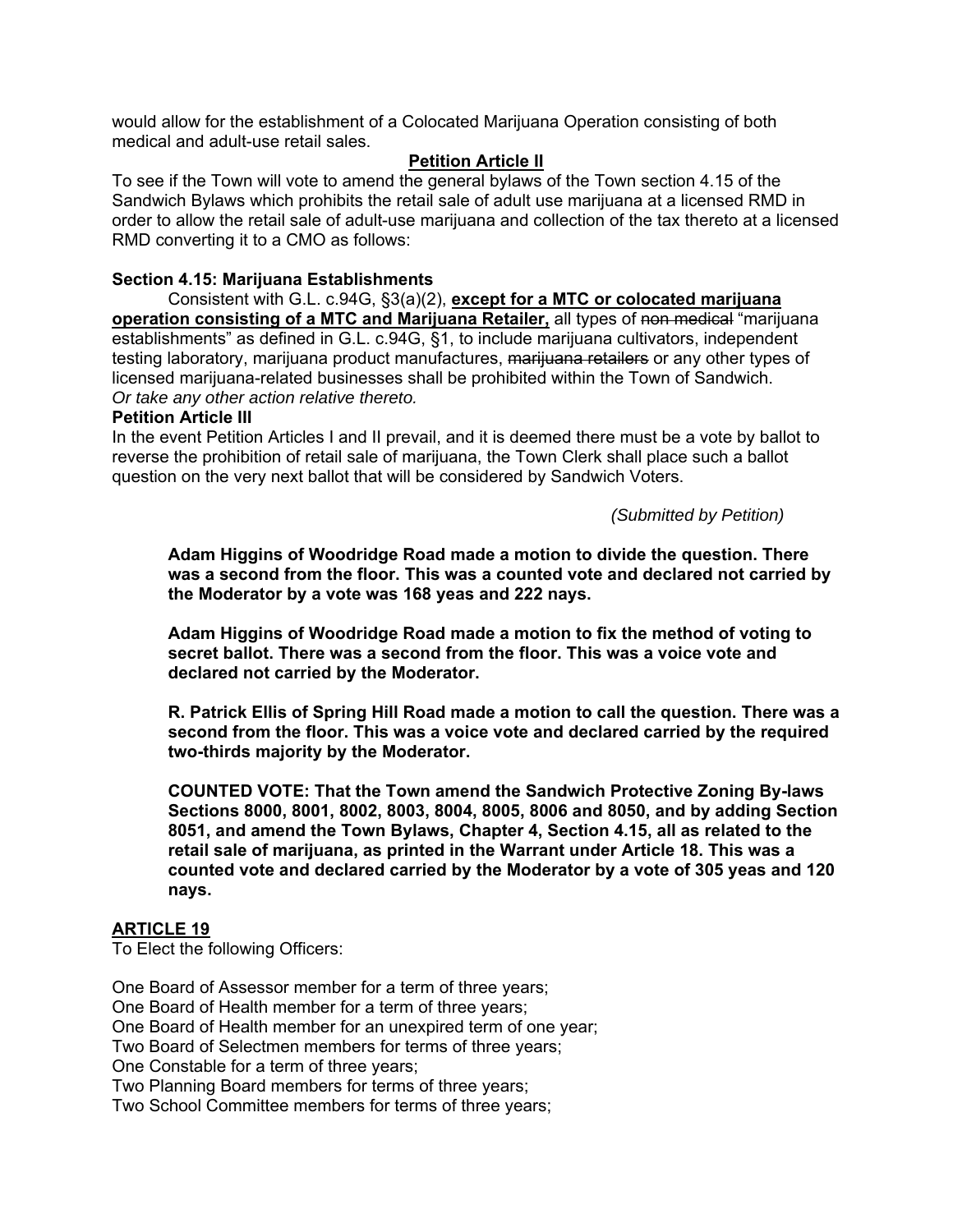would allow for the establishment of a Colocated Marijuana Operation consisting of both medical and adult-use retail sales.

**Petition Article II**

To see if the Town will vote to amend the general bylaws of the Town section 4.15 of the Sandwich Bylaws which prohibits the retail sale of adult use marijuana at a licensed RMD in order to allow the retail sale of adult-use marijuana and collection of the tax thereto at a licensed RMD converting it to a CMO as follows:

**Section 4.15: Marijuana Establishments**

Consistent with G.L. c.94G, §3(a)(2), **except for a MTC or colocated marijuana operation consisting of a MTC and Marijuana Retailer,** all types of ~~non medical~~ "marijuana establishments" as defined in G.L. c.94G, §1, to include marijuana cultivators, independent testing laboratory, marijuana product manufactures, ~~marijuana retailers~~ or any other types of licensed marijuana-related businesses shall be prohibited within the Town of Sandwich.
*Or take any other action relative thereto.*

**Petition Article III**

In the event Petition Articles I and II prevail, and it is deemed there must be a vote by ballot to reverse the prohibition of retail sale of marijuana, the Town Clerk shall place such a ballot question on the very next ballot that will be considered by Sandwich Voters.

*(Submitted by Petition)*

**Adam Higgins of Woodridge Road made a motion to divide the question. There was a second from the floor. This was a counted vote and declared not carried by the Moderator by a vote was 168 yeas and 222 nays.**

**Adam Higgins of Woodridge Road made a motion to fix the method of voting to secret ballot. There was a second from the floor. This was a voice vote and declared not carried by the Moderator.**

**R. Patrick Ellis of Spring Hill Road made a motion to call the question. There was a second from the floor. This was a voice vote and declared carried by the required two-thirds majority by the Moderator.**

**COUNTED VOTE: That the Town amend the Sandwich Protective Zoning By-laws Sections 8000, 8001, 8002, 8003, 8004, 8005, 8006 and 8050, and by adding Section 8051, and amend the Town Bylaws, Chapter 4, Section 4.15, all as related to the retail sale of marijuana, as printed in the Warrant under Article 18. This was a counted vote and declared carried by the Moderator by a vote of 305 yeas and 120 nays.**

## ARTICLE 19

To Elect the following Officers:

One Board of Assessor member for a term of three years;
One Board of Health member for a term of three years;
One Board of Health member for an unexpired term of one year;
Two Board of Selectmen members for terms of three years;
One Constable for a term of three years;
Two Planning Board members for terms of three years;
Two School Committee members for terms of three years;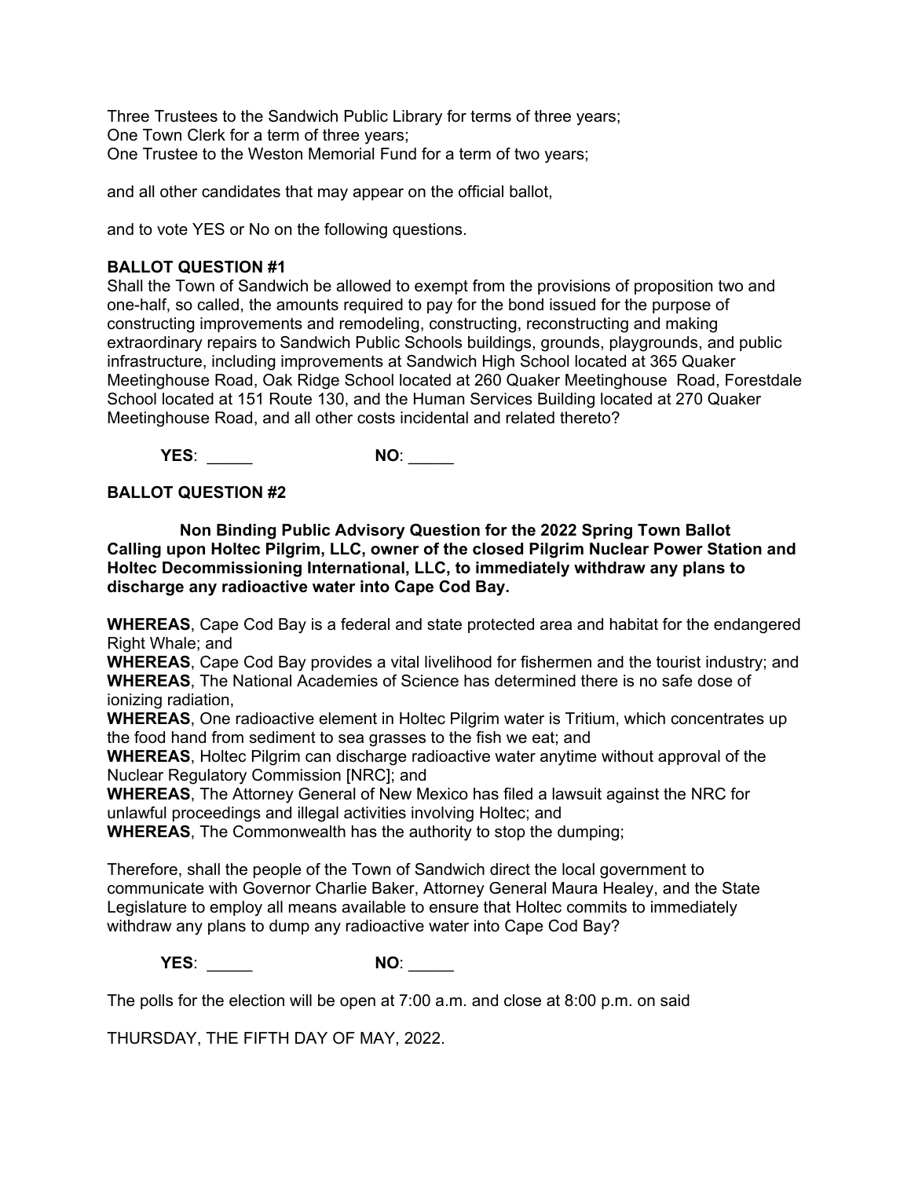Three Trustees to the Sandwich Public Library for terms of three years;
One Town Clerk for a term of three years;
One Trustee to the Weston Memorial Fund for a term of two years;

and all other candidates that may appear on the official ballot,

and to vote YES or No on the following questions.

**BALLOT QUESTION #1**
Shall the Town of Sandwich be allowed to exempt from the provisions of proposition two and one-half, so called, the amounts required to pay for the bond issued for the purpose of constructing improvements and remodeling, constructing, reconstructing and making extraordinary repairs to Sandwich Public Schools buildings, grounds, playgrounds, and public infrastructure, including improvements at Sandwich High School located at 365 Quaker Meetinghouse Road, Oak Ridge School located at 260 Quaker Meetinghouse Road, Forestdale School located at 151 Route 130, and the Human Services Building located at 270 Quaker Meetinghouse Road, and all other costs incidental and related thereto?

**YES**: _____ **NO**: _____

**BALLOT QUESTION #2**

**Non Binding Public Advisory Question for the 2022 Spring Town Ballot
Calling upon Holtec Pilgrim, LLC, owner of the closed Pilgrim Nuclear Power Station and Holtec Decommissioning International, LLC, to immediately withdraw any plans to discharge any radioactive water into Cape Cod Bay.**

**WHEREAS**, Cape Cod Bay is a federal and state protected area and habitat for the endangered Right Whale; and
**WHEREAS**, Cape Cod Bay provides a vital livelihood for fishermen and the tourist industry; and
**WHEREAS**, The National Academies of Science has determined there is no safe dose of ionizing radiation,
**WHEREAS**, One radioactive element in Holtec Pilgrim water is Tritium, which concentrates up the food hand from sediment to sea grasses to the fish we eat; and
**WHEREAS**, Holtec Pilgrim can discharge radioactive water anytime without approval of the Nuclear Regulatory Commission [NRC]; and
**WHEREAS**, The Attorney General of New Mexico has filed a lawsuit against the NRC for unlawful proceedings and illegal activities involving Holtec; and
**WHEREAS**, The Commonwealth has the authority to stop the dumping;

Therefore, shall the people of the Town of Sandwich direct the local government to communicate with Governor Charlie Baker, Attorney General Maura Healey, and the State Legislature to employ all means available to ensure that Holtec commits to immediately withdraw any plans to dump any radioactive water into Cape Cod Bay?

**YES**: _____ **NO**: _____

The polls for the election will be open at 7:00 a.m. and close at 8:00 p.m. on said

THURSDAY, THE FIFTH DAY OF MAY, 2022.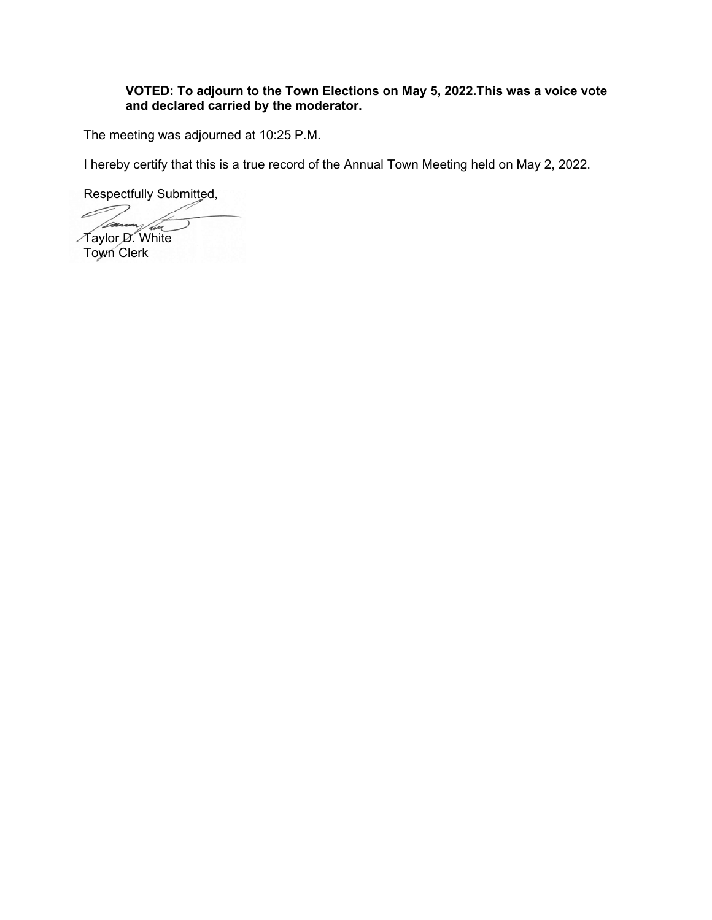**VOTED: To adjourn to the Town Elections on May 5, 2022.This was a voice vote and declared carried by the moderator.**

The meeting was adjourned at 10:25 P.M.

I hereby certify that this is a true record of the Annual Town Meeting held on May 2, 2022.

Respectfully Submitted,

Taylor D. White
Town Clerk